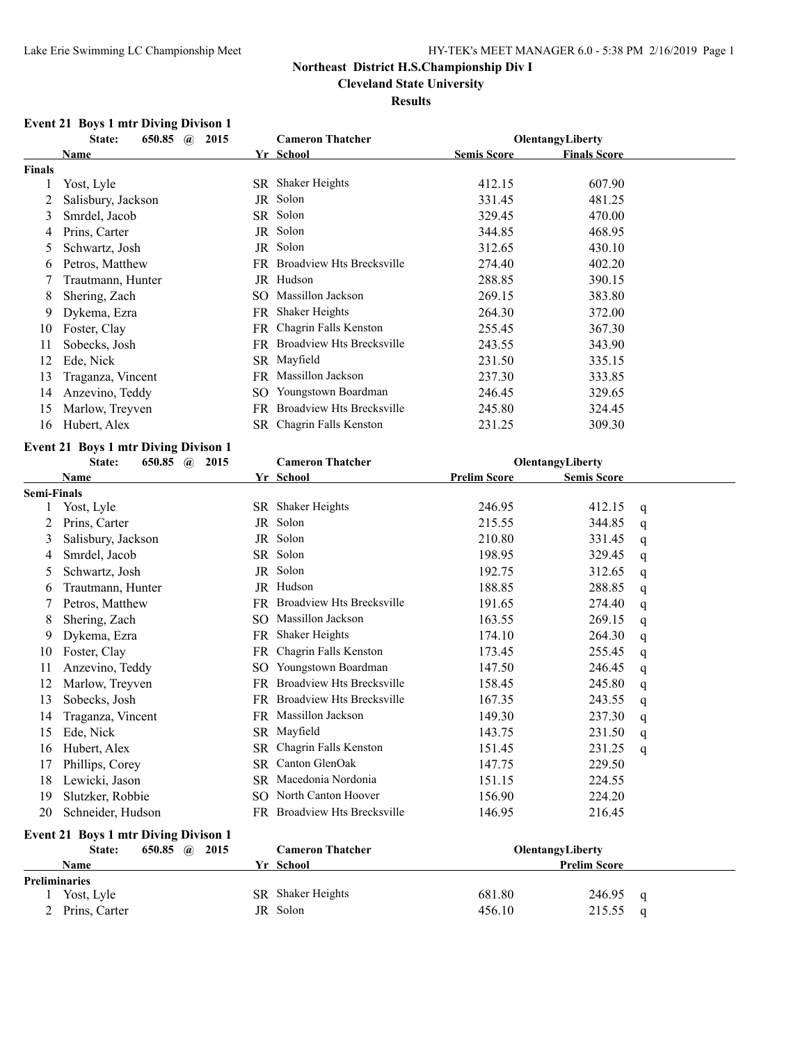**Northeast District H.S.Championship Div I**

**Cleveland State University**

**Results**

### Event 21 Boys 1 mtr Diving Divison 1

**State: 650.85 @ 2015 Cameron Thatcher OlentangyLiberty**

| | Name | Yr | School | Semis Score | Finals Score |
|---|---|---|---|---|---|
| **Finals** | | | | | |
| 1 | Yost, Lyle | SR | Shaker Heights | 412.15 | 607.90 |
| 2 | Salisbury, Jackson | JR | Solon | 331.45 | 481.25 |
| 3 | Smrdel, Jacob | SR | Solon | 329.45 | 470.00 |
| 4 | Prins, Carter | JR | Solon | 344.85 | 468.95 |
| 5 | Schwartz, Josh | JR | Solon | 312.65 | 430.10 |
| 6 | Petros, Matthew | FR | Broadview Hts Brecksville | 274.40 | 402.20 |
| 7 | Trautmann, Hunter | JR | Hudson | 288.85 | 390.15 |
| 8 | Shering, Zach | SO | Massillon Jackson | 269.15 | 383.80 |
| 9 | Dykema, Ezra | FR | Shaker Heights | 264.30 | 372.00 |
| 10 | Foster, Clay | FR | Chagrin Falls Kenston | 255.45 | 367.30 |
| 11 | Sobecks, Josh | FR | Broadview Hts Brecksville | 243.55 | 343.90 |
| 12 | Ede, Nick | SR | Mayfield | 231.50 | 335.15 |
| 13 | Traganza, Vincent | FR | Massillon Jackson | 237.30 | 333.85 |
| 14 | Anzevino, Teddy | SO | Youngstown Boardman | 246.45 | 329.65 |
| 15 | Marlow, Treyven | FR | Broadview Hts Brecksville | 245.80 | 324.45 |
| 16 | Hubert, Alex | SR | Chagrin Falls Kenston | 231.25 | 309.30 |

### Event 21 Boys 1 mtr Diving Divison 1

**State: 650.85 @ 2015 Cameron Thatcher OlentangyLiberty**

| | Name | Yr | School | Prelim Score | Semis Score | |
|---|---|---|---|---|---|---|
| **Semi-Finals** | | | | | | |
| 1 | Yost, Lyle | SR | Shaker Heights | 246.95 | 412.15 | q |
| 2 | Prins, Carter | JR | Solon | 215.55 | 344.85 | q |
| 3 | Salisbury, Jackson | JR | Solon | 210.80 | 331.45 | q |
| 4 | Smrdel, Jacob | SR | Solon | 198.95 | 329.45 | q |
| 5 | Schwartz, Josh | JR | Solon | 192.75 | 312.65 | q |
| 6 | Trautmann, Hunter | JR | Hudson | 188.85 | 288.85 | q |
| 7 | Petros, Matthew | FR | Broadview Hts Brecksville | 191.65 | 274.40 | q |
| 8 | Shering, Zach | SO | Massillon Jackson | 163.55 | 269.15 | q |
| 9 | Dykema, Ezra | FR | Shaker Heights | 174.10 | 264.30 | q |
| 10 | Foster, Clay | FR | Chagrin Falls Kenston | 173.45 | 255.45 | q |
| 11 | Anzevino, Teddy | SO | Youngstown Boardman | 147.50 | 246.45 | q |
| 12 | Marlow, Treyven | FR | Broadview Hts Brecksville | 158.45 | 245.80 | q |
| 13 | Sobecks, Josh | FR | Broadview Hts Brecksville | 167.35 | 243.55 | q |
| 14 | Traganza, Vincent | FR | Massillon Jackson | 149.30 | 237.30 | q |
| 15 | Ede, Nick | SR | Mayfield | 143.75 | 231.50 | q |
| 16 | Hubert, Alex | SR | Chagrin Falls Kenston | 151.45 | 231.25 | q |
| 17 | Phillips, Corey | SR | Canton GlenOak | 147.75 | 229.50 | |
| 18 | Lewicki, Jason | SR | Macedonia Nordonia | 151.15 | 224.55 | |
| 19 | Slutzker, Robbie | SO | North Canton Hoover | 156.90 | 224.20 | |
| 20 | Schneider, Hudson | FR | Broadview Hts Brecksville | 146.95 | 216.45 | |

### Event 21 Boys 1 mtr Diving Divison 1

**State: 650.85 @ 2015 Cameron Thatcher OlentangyLiberty**

| | Name | Yr | School | | Prelim Score | |
|---|---|---|---|---|---|---|
| **Preliminaries** | | | | | | |
| 1 | Yost, Lyle | SR | Shaker Heights | 681.80 | 246.95 | q |
| 2 | Prins, Carter | JR | Solon | 456.10 | 215.55 | q |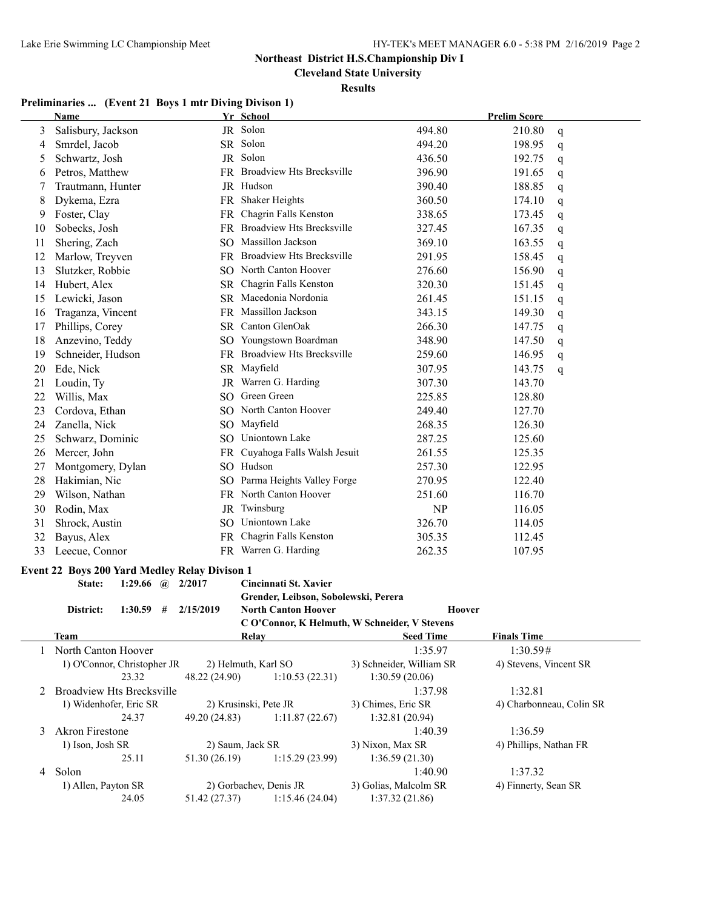**Northeast District H.S.Championship Div I**

**Cleveland State University**

**Results**

### Preliminaries ... (Event 21 Boys 1 mtr Diving Divison 1)

| | Name | Yr | School | | Prelim Score | |
|---|---|---|---|---|---|---|
| 3 | Salisbury, Jackson | JR | Solon | 494.80 | 210.80 | q |
| 4 | Smrdel, Jacob | SR | Solon | 494.20 | 198.95 | q |
| 5 | Schwartz, Josh | JR | Solon | 436.50 | 192.75 | q |
| 6 | Petros, Matthew | FR | Broadview Hts Brecksville | 396.90 | 191.65 | q |
| 7 | Trautmann, Hunter | JR | Hudson | 390.40 | 188.85 | q |
| 8 | Dykema, Ezra | FR | Shaker Heights | 360.50 | 174.10 | q |
| 9 | Foster, Clay | FR | Chagrin Falls Kenston | 338.65 | 173.45 | q |
| 10 | Sobecks, Josh | FR | Broadview Hts Brecksville | 327.45 | 167.35 | q |
| 11 | Shering, Zach | SO | Massillon Jackson | 369.10 | 163.55 | q |
| 12 | Marlow, Treyven | FR | Broadview Hts Brecksville | 291.95 | 158.45 | q |
| 13 | Slutzker, Robbie | SO | North Canton Hoover | 276.60 | 156.90 | q |
| 14 | Hubert, Alex | SR | Chagrin Falls Kenston | 320.30 | 151.45 | q |
| 15 | Lewicki, Jason | SR | Macedonia Nordonia | 261.45 | 151.15 | q |
| 16 | Traganza, Vincent | FR | Massillon Jackson | 343.15 | 149.30 | q |
| 17 | Phillips, Corey | SR | Canton GlenOak | 266.30 | 147.75 | q |
| 18 | Anzevino, Teddy | SO | Youngstown Boardman | 348.90 | 147.50 | q |
| 19 | Schneider, Hudson | FR | Broadview Hts Brecksville | 259.60 | 146.95 | q |
| 20 | Ede, Nick | SR | Mayfield | 307.95 | 143.75 | q |
| 21 | Loudin, Ty | JR | Warren G. Harding | 307.30 | 143.70 | |
| 22 | Willis, Max | SO | Green Green | 225.85 | 128.80 | |
| 23 | Cordova, Ethan | SO | North Canton Hoover | 249.40 | 127.70 | |
| 24 | Zanella, Nick | SO | Mayfield | 268.35 | 126.30 | |
| 25 | Schwarz, Dominic | SO | Uniontown Lake | 287.25 | 125.60 | |
| 26 | Mercer, John | FR | Cuyahoga Falls Walsh Jesuit | 261.55 | 125.35 | |
| 27 | Montgomery, Dylan | SO | Hudson | 257.30 | 122.95 | |
| 28 | Hakimian, Nic | SO | Parma Heights Valley Forge | 270.95 | 122.40 | |
| 29 | Wilson, Nathan | FR | North Canton Hoover | 251.60 | 116.70 | |
| 30 | Rodin, Max | JR | Twinsburg | NP | 116.05 | |
| 31 | Shrock, Austin | SO | Uniontown Lake | 326.70 | 114.05 | |
| 32 | Bayus, Alex | FR | Chagrin Falls Kenston | 305.35 | 112.45 | |
| 33 | Leecue, Connor | FR | Warren G. Harding | 262.35 | 107.95 | |

### Event 22 Boys 200 Yard Medley Relay Divison 1

State: 1:29.66 @ 2/2017 Cincinnati St. Xavier
Grender, Leibson, Sobolewski, Perera

District: 1:30.59 # 2/15/2019 North Canton Hoover Hoover
C O'Connor, K Helmuth, W Schneider, V Stevens

| | Team | Relay | | Seed Time | Finals Time |
|---|---|---|---|---|---|
| 1 | North Canton Hoover | | | 1:35.97 | 1:30.59# |
| | 1) O'Connor, Christopher JR | 2) Helmuth, Karl SO | | 3) Schneider, William SR | 4) Stevens, Vincent SR |
| | 23.32 | 48.22 (24.90) | 1:10.53 (22.31) | 1:30.59 (20.06) | |
| 2 | Broadview Hts Brecksville | | | 1:37.98 | 1:32.81 |
| | 1) Widenhofer, Eric SR | 2) Krusinski, Pete JR | | 3) Chimes, Eric SR | 4) Charbonneau, Colin SR |
| | 24.37 | 49.20 (24.83) | 1:11.87 (22.67) | 1:32.81 (20.94) | |
| 3 | Akron Firestone | | | 1:40.39 | 1:36.59 |
| | 1) Ison, Josh SR | 2) Saum, Jack SR | | 3) Nixon, Max SR | 4) Phillips, Nathan FR |
| | 25.11 | 51.30 (26.19) | 1:15.29 (23.99) | 1:36.59 (21.30) | |
| 4 | Solon | | | 1:40.90 | 1:37.32 |
| | 1) Allen, Payton SR | 2) Gorbachev, Denis JR | | 3) Golias, Malcolm SR | 4) Finnerty, Sean SR |
| | 24.05 | 51.42 (27.37) | 1:15.46 (24.04) | 1:37.32 (21.86) | |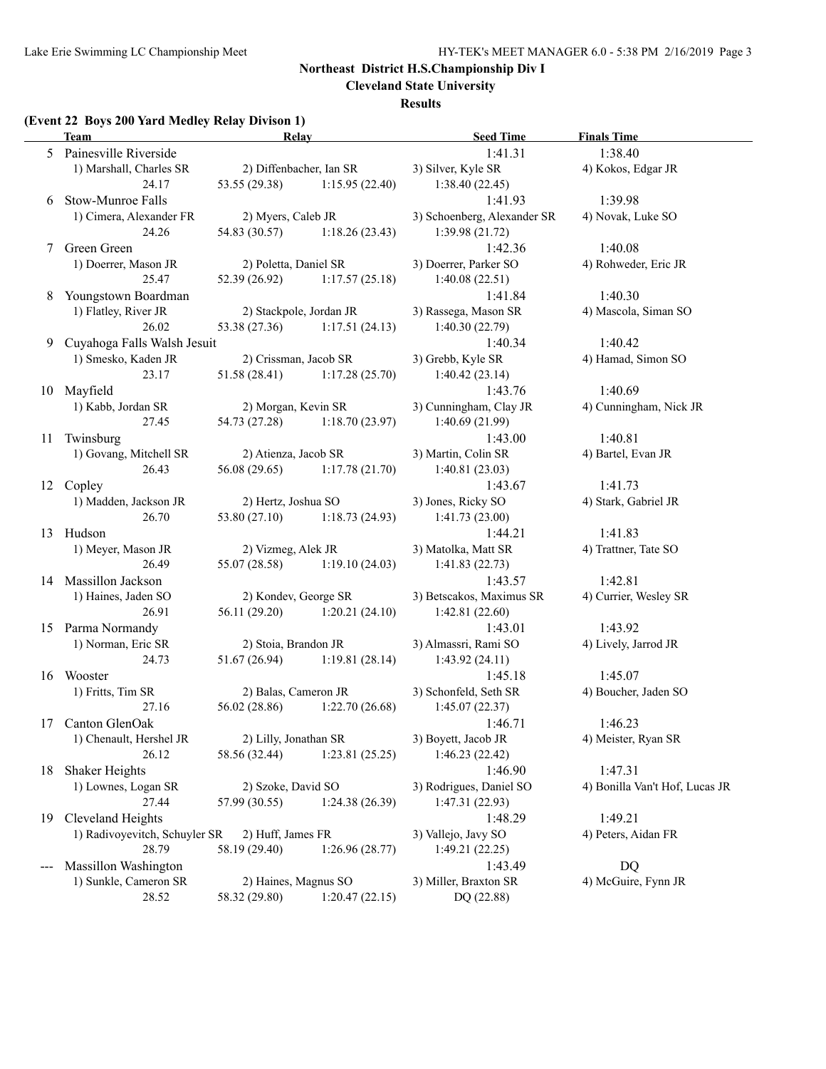## Northeast District H.S.Championship Div I

### Cleveland State University

#### Results

**(Event 22 Boys 200 Yard Medley Relay Divison 1)**

| | Team | Relay | | Seed Time | Finals Time |
|---|---|---|---|---|---|
| 5 | Painesville Riverside | | | 1:41.31 | 1:38.40 |
| | 1) Marshall, Charles SR | 2) Diffenbacher, Ian SR | | 3) Silver, Kyle SR | 4) Kokos, Edgar JR |
| | 24.17 | 53.55 (29.38) | 1:15.95 (22.40) | 1:38.40 (22.45) | |
| 6 | Stow-Munroe Falls | | | 1:41.93 | 1:39.98 |
| | 1) Cimera, Alexander FR | 2) Myers, Caleb JR | | 3) Schoenberg, Alexander SR | 4) Novak, Luke SO |
| | 24.26 | 54.83 (30.57) | 1:18.26 (23.43) | 1:39.98 (21.72) | |
| 7 | Green Green | | | 1:42.36 | 1:40.08 |
| | 1) Doerrer, Mason JR | 2) Poletta, Daniel SR | | 3) Doerrer, Parker SO | 4) Rohweder, Eric JR |
| | 25.47 | 52.39 (26.92) | 1:17.57 (25.18) | 1:40.08 (22.51) | |
| 8 | Youngstown Boardman | | | 1:41.84 | 1:40.30 |
| | 1) Flatley, River JR | 2) Stackpole, Jordan JR | | 3) Rassega, Mason SR | 4) Mascola, Siman SO |
| | 26.02 | 53.38 (27.36) | 1:17.51 (24.13) | 1:40.30 (22.79) | |
| 9 | Cuyahoga Falls Walsh Jesuit | | | 1:40.34 | 1:40.42 |
| | 1) Smesko, Kaden JR | 2) Crissman, Jacob SR | | 3) Grebb, Kyle SR | 4) Hamad, Simon SO |
| | 23.17 | 51.58 (28.41) | 1:17.28 (25.70) | 1:40.42 (23.14) | |
| 10 | Mayfield | | | 1:43.76 | 1:40.69 |
| | 1) Kabb, Jordan SR | 2) Morgan, Kevin SR | | 3) Cunningham, Clay JR | 4) Cunningham, Nick JR |
| | 27.45 | 54.73 (27.28) | 1:18.70 (23.97) | 1:40.69 (21.99) | |
| 11 | Twinsburg | | | 1:43.00 | 1:40.81 |
| | 1) Govang, Mitchell SR | 2) Atienza, Jacob SR | | 3) Martin, Colin SR | 4) Bartel, Evan JR |
| | 26.43 | 56.08 (29.65) | 1:17.78 (21.70) | 1:40.81 (23.03) | |
| 12 | Copley | | | 1:43.67 | 1:41.73 |
| | 1) Madden, Jackson JR | 2) Hertz, Joshua SO | | 3) Jones, Ricky SO | 4) Stark, Gabriel JR |
| | 26.70 | 53.80 (27.10) | 1:18.73 (24.93) | 1:41.73 (23.00) | |
| 13 | Hudson | | | 1:44.21 | 1:41.83 |
| | 1) Meyer, Mason JR | 2) Vizmeg, Alek JR | | 3) Matolka, Matt SR | 4) Trattner, Tate SO |
| | 26.49 | 55.07 (28.58) | 1:19.10 (24.03) | 1:41.83 (22.73) | |
| 14 | Massillon Jackson | | | 1:43.57 | 1:42.81 |
| | 1) Haines, Jaden SO | 2) Kondev, George SR | | 3) Betscakos, Maximus SR | 4) Currier, Wesley SR |
| | 26.91 | 56.11 (29.20) | 1:20.21 (24.10) | 1:42.81 (22.60) | |
| 15 | Parma Normandy | | | 1:43.01 | 1:43.92 |
| | 1) Norman, Eric SR | 2) Stoia, Brandon JR | | 3) Almassri, Rami SO | 4) Lively, Jarrod JR |
| | 24.73 | 51.67 (26.94) | 1:19.81 (28.14) | 1:43.92 (24.11) | |
| 16 | Wooster | | | 1:45.18 | 1:45.07 |
| | 1) Fritts, Tim SR | 2) Balas, Cameron JR | | 3) Schonfeld, Seth SR | 4) Boucher, Jaden SO |
| | 27.16 | 56.02 (28.86) | 1:22.70 (26.68) | 1:45.07 (22.37) | |
| 17 | Canton GlenOak | | | 1:46.71 | 1:46.23 |
| | 1) Chenault, Hershel JR | 2) Lilly, Jonathan SR | | 3) Boyett, Jacob JR | 4) Meister, Ryan SR |
| | 26.12 | 58.56 (32.44) | 1:23.81 (25.25) | 1:46.23 (22.42) | |
| 18 | Shaker Heights | | | 1:46.90 | 1:47.31 |
| | 1) Lownes, Logan SR | 2) Szoke, David SO | | 3) Rodrigues, Daniel SO | 4) Bonilla Van't Hof, Lucas JR |
| | 27.44 | 57.99 (30.55) | 1:24.38 (26.39) | 1:47.31 (22.93) | |
| 19 | Cleveland Heights | | | 1:48.29 | 1:49.21 |
| | 1) Radivoyevitch, Schuyler SR | 2) Huff, James FR | | 3) Vallejo, Javy SO | 4) Peters, Aidan FR |
| | 28.79 | 58.19 (29.40) | 1:26.96 (28.77) | 1:49.21 (22.25) | |
| --- | Massillon Washington | | | 1:43.49 | DQ |
| | 1) Sunkle, Cameron SR | 2) Haines, Magnus SO | | 3) Miller, Braxton SR | 4) McGuire, Fynn JR |
| | 28.52 | 58.32 (29.80) | 1:20.47 (22.15) | DQ (22.88) | |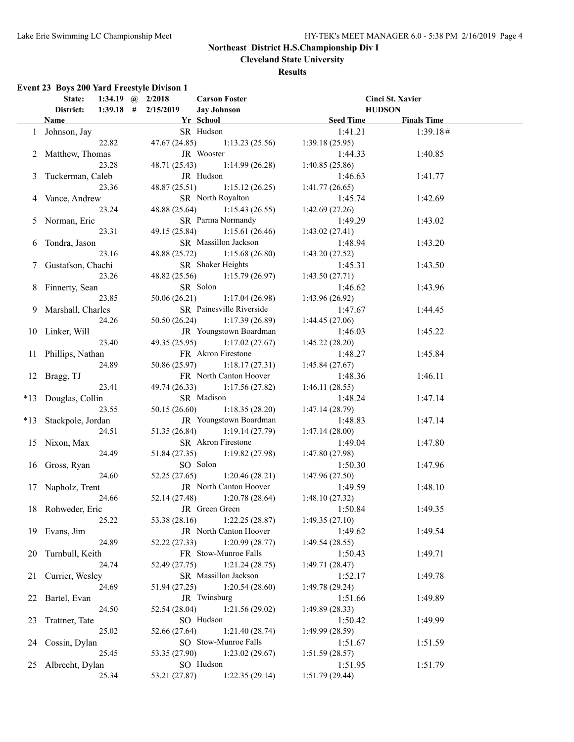**Northeast District H.S.Championship Div I**

**Cleveland State University**

**Results**

### Event 23 Boys 200 Yard Freestyle Divison 1

| | | | | | |
|---|---|---|---|---|---|
| State: | 1:34.19 @ | 2/2018 | Carson Foster | | Cinci St. Xavier |
| District: | 1:39.18 # | 2/15/2019 | Jay Johnson | | HUDSON |

| | Name | Yr | School | Seed Time | Finals Time |
|---|---|---|---|---|---|
| 1 | Johnson, Jay | SR | Hudson | 1:41.21 | 1:39.18# |
| | 22.82 | 47.67 (24.85) | 1:13.23 (25.56) | 1:39.18 (25.95) | |
| 2 | Matthew, Thomas | JR | Wooster | 1:44.33 | 1:40.85 |
| | 23.28 | 48.71 (25.43) | 1:14.99 (26.28) | 1:40.85 (25.86) | |
| 3 | Tuckerman, Caleb | JR | Hudson | 1:46.63 | 1:41.77 |
| | 23.36 | 48.87 (25.51) | 1:15.12 (26.25) | 1:41.77 (26.65) | |
| 4 | Vance, Andrew | SR | North Royalton | 1:45.74 | 1:42.69 |
| | 23.24 | 48.88 (25.64) | 1:15.43 (26.55) | 1:42.69 (27.26) | |
| 5 | Norman, Eric | SR | Parma Normandy | 1:49.29 | 1:43.02 |
| | 23.31 | 49.15 (25.84) | 1:15.61 (26.46) | 1:43.02 (27.41) | |
| 6 | Tondra, Jason | SR | Massillon Jackson | 1:48.94 | 1:43.20 |
| | 23.16 | 48.88 (25.72) | 1:15.68 (26.80) | 1:43.20 (27.52) | |
| 7 | Gustafson, Chachi | SR | Shaker Heights | 1:45.31 | 1:43.50 |
| | 23.26 | 48.82 (25.56) | 1:15.79 (26.97) | 1:43.50 (27.71) | |
| 8 | Finnerty, Sean | SR | Solon | 1:46.62 | 1:43.96 |
| | 23.85 | 50.06 (26.21) | 1:17.04 (26.98) | 1:43.96 (26.92) | |
| 9 | Marshall, Charles | SR | Painesville Riverside | 1:47.67 | 1:44.45 |
| | 24.26 | 50.50 (26.24) | 1:17.39 (26.89) | 1:44.45 (27.06) | |
| 10 | Linker, Will | JR | Youngstown Boardman | 1:46.03 | 1:45.22 |
| | 23.40 | 49.35 (25.95) | 1:17.02 (27.67) | 1:45.22 (28.20) | |
| 11 | Phillips, Nathan | FR | Akron Firestone | 1:48.27 | 1:45.84 |
| | 24.89 | 50.86 (25.97) | 1:18.17 (27.31) | 1:45.84 (27.67) | |
| 12 | Bragg, TJ | FR | North Canton Hoover | 1:48.36 | 1:46.11 |
| | 23.41 | 49.74 (26.33) | 1:17.56 (27.82) | 1:46.11 (28.55) | |
| *13 | Douglas, Collin | SR | Madison | 1:48.24 | 1:47.14 |
| | 23.55 | 50.15 (26.60) | 1:18.35 (28.20) | 1:47.14 (28.79) | |
| *13 | Stackpole, Jordan | JR | Youngstown Boardman | 1:48.83 | 1:47.14 |
| | 24.51 | 51.35 (26.84) | 1:19.14 (27.79) | 1:47.14 (28.00) | |
| 15 | Nixon, Max | SR | Akron Firestone | 1:49.04 | 1:47.80 |
| | 24.49 | 51.84 (27.35) | 1:19.82 (27.98) | 1:47.80 (27.98) | |
| 16 | Gross, Ryan | SO | Solon | 1:50.30 | 1:47.96 |
| | 24.60 | 52.25 (27.65) | 1:20.46 (28.21) | 1:47.96 (27.50) | |
| 17 | Napholz, Trent | JR | North Canton Hoover | 1:49.59 | 1:48.10 |
| | 24.66 | 52.14 (27.48) | 1:20.78 (28.64) | 1:48.10 (27.32) | |
| 18 | Rohweder, Eric | JR | Green Green | 1:50.84 | 1:49.35 |
| | 25.22 | 53.38 (28.16) | 1:22.25 (28.87) | 1:49.35 (27.10) | |
| 19 | Evans, Jim | JR | North Canton Hoover | 1:49.62 | 1:49.54 |
| | 24.89 | 52.22 (27.33) | 1:20.99 (28.77) | 1:49.54 (28.55) | |
| 20 | Turnbull, Keith | FR | Stow-Munroe Falls | 1:50.43 | 1:49.71 |
| | 24.74 | 52.49 (27.75) | 1:21.24 (28.75) | 1:49.71 (28.47) | |
| 21 | Currier, Wesley | SR | Massillon Jackson | 1:52.17 | 1:49.78 |
| | 24.69 | 51.94 (27.25) | 1:20.54 (28.60) | 1:49.78 (29.24) | |
| 22 | Bartel, Evan | JR | Twinsburg | 1:51.66 | 1:49.89 |
| | 24.50 | 52.54 (28.04) | 1:21.56 (29.02) | 1:49.89 (28.33) | |
| 23 | Trattner, Tate | SO | Hudson | 1:50.42 | 1:49.99 |
| | 25.02 | 52.66 (27.64) | 1:21.40 (28.74) | 1:49.99 (28.59) | |
| 24 | Cossin, Dylan | SO | Stow-Munroe Falls | 1:51.67 | 1:51.59 |
| | 25.45 | 53.35 (27.90) | 1:23.02 (29.67) | 1:51.59 (28.57) | |
| 25 | Albrecht, Dylan | SO | Hudson | 1:51.95 | 1:51.79 |
| | 25.34 | 53.21 (27.87) | 1:22.35 (29.14) | 1:51.79 (29.44) | |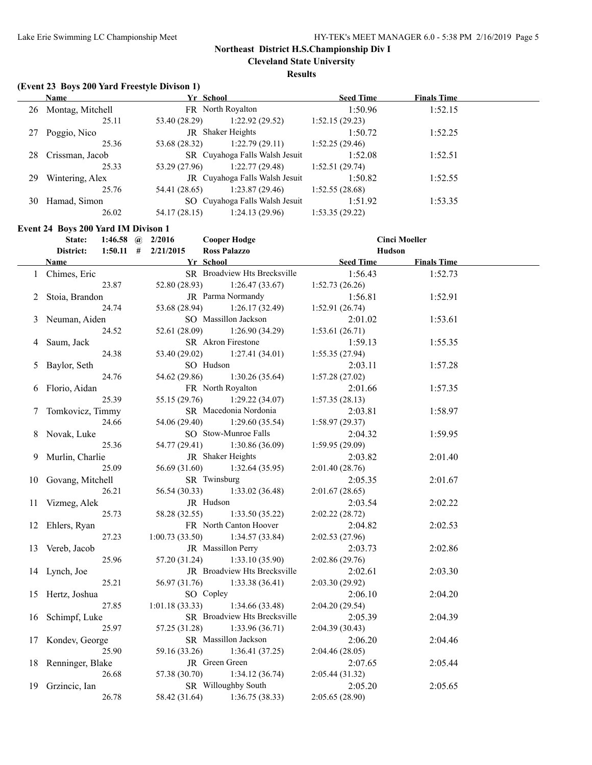## Northeast District H.S.Championship Div I

**Cleveland State University**

**Results**

### (Event 23 Boys 200 Yard Freestyle Divison 1)

| | Name | Yr | School | Seed Time | Finals Time |
|---|---|---|---|---|---|
| 26 | Montag, Mitchell | FR | North Royalton | 1:50.96 | 1:52.15 |
| | 25.11 | 53.40 (28.29) | 1:22.92 (29.52) | 1:52.15 (29.23) | |
| 27 | Poggio, Nico | JR | Shaker Heights | 1:50.72 | 1:52.25 |
| | 25.36 | 53.68 (28.32) | 1:22.79 (29.11) | 1:52.25 (29.46) | |
| 28 | Crissman, Jacob | SR | Cuyahoga Falls Walsh Jesuit | 1:52.08 | 1:52.51 |
| | 25.33 | 53.29 (27.96) | 1:22.77 (29.48) | 1:52.51 (29.74) | |
| 29 | Wintering, Alex | JR | Cuyahoga Falls Walsh Jesuit | 1:50.82 | 1:52.55 |
| | 25.76 | 54.41 (28.65) | 1:23.87 (29.46) | 1:52.55 (28.68) | |
| 30 | Hamad, Simon | SO | Cuyahoga Falls Walsh Jesuit | 1:51.92 | 1:53.35 |
| | 26.02 | 54.17 (28.15) | 1:24.13 (29.96) | 1:53.35 (29.22) | |

### Event 24 Boys 200 Yard IM Divison 1

State: 1:46.58 @ 2/2016 Cooper Hodge — Cinci Moeller

District: 1:50.11 # 2/21/2015 Ross Palazzo — Hudson

| | Name | Yr | School | Seed Time | Finals Time |
|---|---|---|---|---|---|
| 1 | Chimes, Eric | SR | Broadview Hts Brecksville | 1:56.43 | 1:52.73 |
| | 23.87 | 52.80 (28.93) | 1:26.47 (33.67) | 1:52.73 (26.26) | |
| 2 | Stoia, Brandon | JR | Parma Normandy | 1:56.81 | 1:52.91 |
| | 24.74 | 53.68 (28.94) | 1:26.17 (32.49) | 1:52.91 (26.74) | |
| 3 | Neuman, Aiden | SO | Massillon Jackson | 2:01.02 | 1:53.61 |
| | 24.52 | 52.61 (28.09) | 1:26.90 (34.29) | 1:53.61 (26.71) | |
| 4 | Saum, Jack | SR | Akron Firestone | 1:59.13 | 1:55.35 |
| | 24.38 | 53.40 (29.02) | 1:27.41 (34.01) | 1:55.35 (27.94) | |
| 5 | Baylor, Seth | SO | Hudson | 2:03.11 | 1:57.28 |
| | 24.76 | 54.62 (29.86) | 1:30.26 (35.64) | 1:57.28 (27.02) | |
| 6 | Florio, Aidan | FR | North Royalton | 2:01.66 | 1:57.35 |
| | 25.39 | 55.15 (29.76) | 1:29.22 (34.07) | 1:57.35 (28.13) | |
| 7 | Tomkovicz, Timmy | SR | Macedonia Nordonia | 2:03.81 | 1:58.97 |
| | 24.66 | 54.06 (29.40) | 1:29.60 (35.54) | 1:58.97 (29.37) | |
| 8 | Novak, Luke | SO | Stow-Munroe Falls | 2:04.32 | 1:59.95 |
| | 25.36 | 54.77 (29.41) | 1:30.86 (36.09) | 1:59.95 (29.09) | |
| 9 | Murlin, Charlie | JR | Shaker Heights | 2:03.82 | 2:01.40 |
| | 25.09 | 56.69 (31.60) | 1:32.64 (35.95) | 2:01.40 (28.76) | |
| 10 | Govang, Mitchell | SR | Twinsburg | 2:05.35 | 2:01.67 |
| | 26.21 | 56.54 (30.33) | 1:33.02 (36.48) | 2:01.67 (28.65) | |
| 11 | Vizmeg, Alek | JR | Hudson | 2:03.54 | 2:02.22 |
| | 25.73 | 58.28 (32.55) | 1:33.50 (35.22) | 2:02.22 (28.72) | |
| 12 | Ehlers, Ryan | FR | North Canton Hoover | 2:04.82 | 2:02.53 |
| | 27.23 | 1:00.73 (33.50) | 1:34.57 (33.84) | 2:02.53 (27.96) | |
| 13 | Vereb, Jacob | JR | Massillon Perry | 2:03.73 | 2:02.86 |
| | 25.96 | 57.20 (31.24) | 1:33.10 (35.90) | 2:02.86 (29.76) | |
| 14 | Lynch, Joe | JR | Broadview Hts Brecksville | 2:02.61 | 2:03.30 |
| | 25.21 | 56.97 (31.76) | 1:33.38 (36.41) | 2:03.30 (29.92) | |
| 15 | Hertz, Joshua | SO | Copley | 2:06.10 | 2:04.20 |
| | 27.85 | 1:01.18 (33.33) | 1:34.66 (33.48) | 2:04.20 (29.54) | |
| 16 | Schimpf, Luke | SR | Broadview Hts Brecksville | 2:05.39 | 2:04.39 |
| | 25.97 | 57.25 (31.28) | 1:33.96 (36.71) | 2:04.39 (30.43) | |
| 17 | Kondev, George | SR | Massillon Jackson | 2:06.20 | 2:04.46 |
| | 25.90 | 59.16 (33.26) | 1:36.41 (37.25) | 2:04.46 (28.05) | |
| 18 | Renninger, Blake | JR | Green Green | 2:07.65 | 2:05.44 |
| | 26.68 | 57.38 (30.70) | 1:34.12 (36.74) | 2:05.44 (31.32) | |
| 19 | Grzincic, Ian | SR | Willoughby South | 2:05.20 | 2:05.65 |
| | 26.78 | 58.42 (31.64) | 1:36.75 (38.33) | 2:05.65 (28.90) | |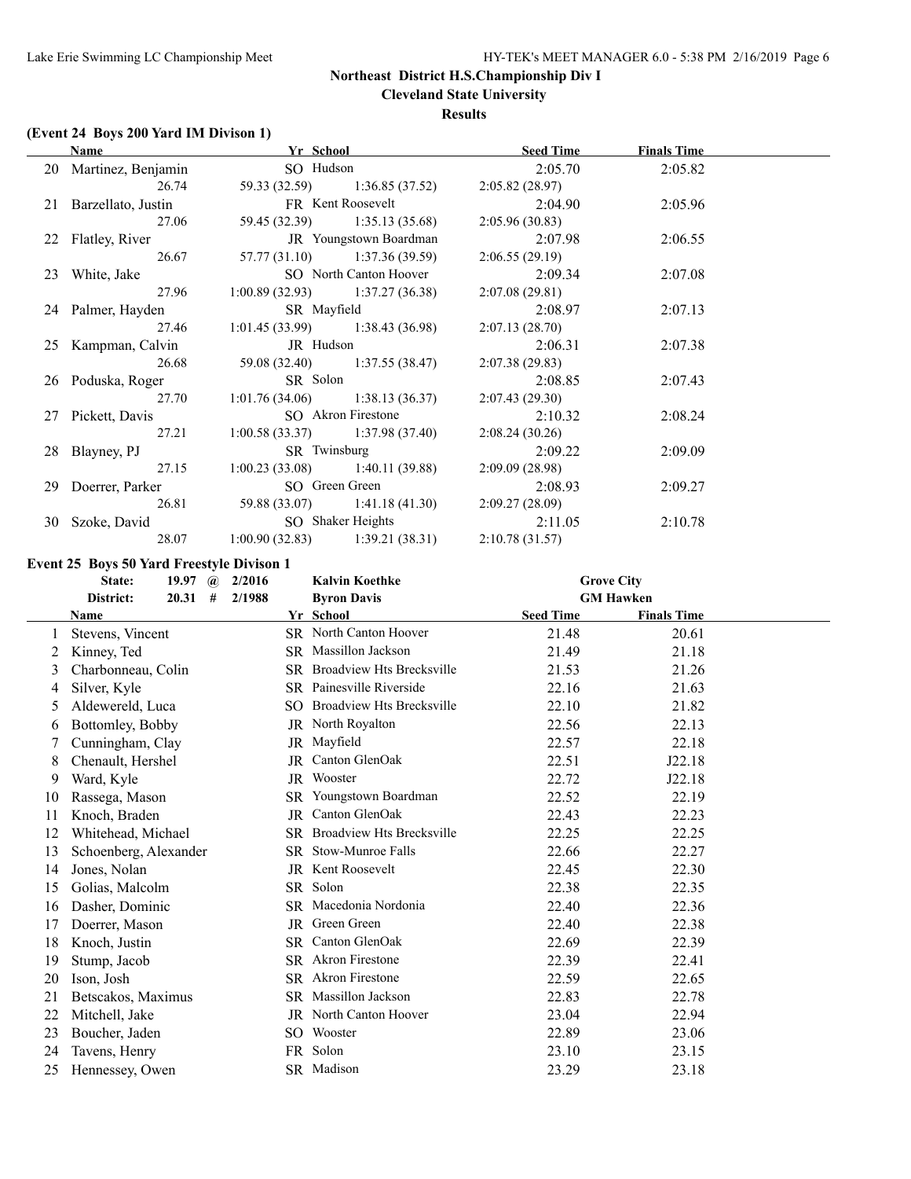## Northeast District H.S.Championship Div I

**Cleveland State University**

**Results**

### (Event 24 Boys 200 Yard IM Divison 1)

| | Name | Yr | School | Seed Time | Finals Time |
|---|---|---|---|---|---|
| 20 | Martinez, Benjamin | SO | Hudson | 2:05.70 | 2:05.82 |
| | 26.74 | 59.33 (32.59) | 1:36.85 (37.52) | 2:05.82 (28.97) | |
| 21 | Barzellato, Justin | FR | Kent Roosevelt | 2:04.90 | 2:05.96 |
| | 27.06 | 59.45 (32.39) | 1:35.13 (35.68) | 2:05.96 (30.83) | |
| 22 | Flatley, River | JR | Youngstown Boardman | 2:07.98 | 2:06.55 |
| | 26.67 | 57.77 (31.10) | 1:37.36 (39.59) | 2:06.55 (29.19) | |
| 23 | White, Jake | SO | North Canton Hoover | 2:09.34 | 2:07.08 |
| | 27.96 | 1:00.89 (32.93) | 1:37.27 (36.38) | 2:07.08 (29.81) | |
| 24 | Palmer, Hayden | SR | Mayfield | 2:08.97 | 2:07.13 |
| | 27.46 | 1:01.45 (33.99) | 1:38.43 (36.98) | 2:07.13 (28.70) | |
| 25 | Kampman, Calvin | JR | Hudson | 2:06.31 | 2:07.38 |
| | 26.68 | 59.08 (32.40) | 1:37.55 (38.47) | 2:07.38 (29.83) | |
| 26 | Poduska, Roger | SR | Solon | 2:08.85 | 2:07.43 |
| | 27.70 | 1:01.76 (34.06) | 1:38.13 (36.37) | 2:07.43 (29.30) | |
| 27 | Pickett, Davis | SO | Akron Firestone | 2:10.32 | 2:08.24 |
| | 27.21 | 1:00.58 (33.37) | 1:37.98 (37.40) | 2:08.24 (30.26) | |
| 28 | Blayney, PJ | SR | Twinsburg | 2:09.22 | 2:09.09 |
| | 27.15 | 1:00.23 (33.08) | 1:40.11 (39.88) | 2:09.09 (28.98) | |
| 29 | Doerrer, Parker | SO | Green Green | 2:08.93 | 2:09.27 |
| | 26.81 | 59.88 (33.07) | 1:41.18 (41.30) | 2:09.27 (28.09) | |
| 30 | Szoke, David | SO | Shaker Heights | 2:11.05 | 2:10.78 |
| | 28.07 | 1:00.90 (32.83) | 1:39.21 (38.31) | 2:10.78 (31.57) | |

### Event 25 Boys 50 Yard Freestyle Divison 1

| State: | 19.97 @ | 2/2016 | Kalvin Koethke | Grove City |
|---|---|---|---|---|
| District: | 20.31 # | 2/1988 | Byron Davis | GM Hawken |

| | Name | Yr | School | Seed Time | Finals Time |
|---|---|---|---|---|---|
| 1 | Stevens, Vincent | SR | North Canton Hoover | 21.48 | 20.61 |
| 2 | Kinney, Ted | SR | Massillon Jackson | 21.49 | 21.18 |
| 3 | Charbonneau, Colin | SR | Broadview Hts Brecksville | 21.53 | 21.26 |
| 4 | Silver, Kyle | SR | Painesville Riverside | 22.16 | 21.63 |
| 5 | Aldewereld, Luca | SO | Broadview Hts Brecksville | 22.10 | 21.82 |
| 6 | Bottomley, Bobby | JR | North Royalton | 22.56 | 22.13 |
| 7 | Cunningham, Clay | JR | Mayfield | 22.57 | 22.18 |
| 8 | Chenault, Hershel | JR | Canton GlenOak | 22.51 | J22.18 |
| 9 | Ward, Kyle | JR | Wooster | 22.72 | J22.18 |
| 10 | Rassega, Mason | SR | Youngstown Boardman | 22.52 | 22.19 |
| 11 | Knoch, Braden | JR | Canton GlenOak | 22.43 | 22.23 |
| 12 | Whitehead, Michael | SR | Broadview Hts Brecksville | 22.25 | 22.25 |
| 13 | Schoenberg, Alexander | SR | Stow-Munroe Falls | 22.66 | 22.27 |
| 14 | Jones, Nolan | JR | Kent Roosevelt | 22.45 | 22.30 |
| 15 | Golias, Malcolm | SR | Solon | 22.38 | 22.35 |
| 16 | Dasher, Dominic | SR | Macedonia Nordonia | 22.40 | 22.36 |
| 17 | Doerrer, Mason | JR | Green Green | 22.40 | 22.38 |
| 18 | Knoch, Justin | SR | Canton GlenOak | 22.69 | 22.39 |
| 19 | Stump, Jacob | SR | Akron Firestone | 22.39 | 22.41 |
| 20 | Ison, Josh | SR | Akron Firestone | 22.59 | 22.65 |
| 21 | Betscakos, Maximus | SR | Massillon Jackson | 22.83 | 22.78 |
| 22 | Mitchell, Jake | JR | North Canton Hoover | 23.04 | 22.94 |
| 23 | Boucher, Jaden | SO | Wooster | 22.89 | 23.06 |
| 24 | Tavens, Henry | FR | Solon | 23.10 | 23.15 |
| 25 | Hennessey, Owen | SR | Madison | 23.29 | 23.18 |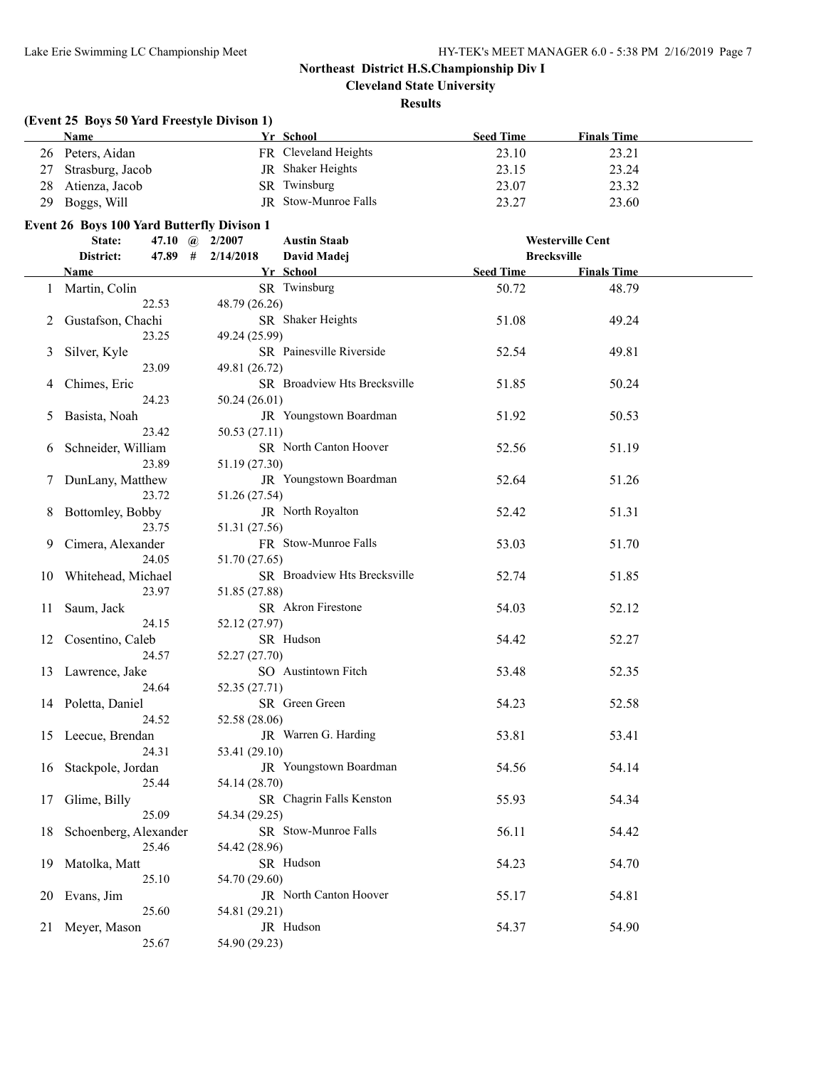## Northeast District H.S.Championship Div I

**Cleveland State University**

**Results**

### (Event 25 Boys 50 Yard Freestyle Divison 1)

| | Name | Yr | School | Seed Time | Finals Time |
|---|---|---|---|---|---|
| 26 | Peters, Aidan | FR | Cleveland Heights | 23.10 | 23.21 |
| 27 | Strasburg, Jacob | JR | Shaker Heights | 23.15 | 23.24 |
| 28 | Atienza, Jacob | SR | Twinsburg | 23.07 | 23.32 |
| 29 | Boggs, Will | JR | Stow-Munroe Falls | 23.27 | 23.60 |

### Event 26 Boys 100 Yard Butterfly Divison 1

| | | | | |
|---|---|---|---|---|
| State: | 47.10 @ | 2/2007 | Austin Staab | Westerville Cent |
| District: | 47.89 # | 2/14/2018 | David Madej | Brecksville |

| | Name | Yr | School | Seed Time | Finals Time |
|---|---|---|---|---|---|
| 1 | Martin, Colin | SR | Twinsburg | 50.72 | 48.79 |
| | 22.53 | 48.79 (26.26) | | | |
| 2 | Gustafson, Chachi | SR | Shaker Heights | 51.08 | 49.24 |
| | 23.25 | 49.24 (25.99) | | | |
| 3 | Silver, Kyle | SR | Painesville Riverside | 52.54 | 49.81 |
| | 23.09 | 49.81 (26.72) | | | |
| 4 | Chimes, Eric | SR | Broadview Hts Brecksville | 51.85 | 50.24 |
| | 24.23 | 50.24 (26.01) | | | |
| 5 | Basista, Noah | JR | Youngstown Boardman | 51.92 | 50.53 |
| | 23.42 | 50.53 (27.11) | | | |
| 6 | Schneider, William | SR | North Canton Hoover | 52.56 | 51.19 |
| | 23.89 | 51.19 (27.30) | | | |
| 7 | DunLany, Matthew | JR | Youngstown Boardman | 52.64 | 51.26 |
| | 23.72 | 51.26 (27.54) | | | |
| 8 | Bottomley, Bobby | JR | North Royalton | 52.42 | 51.31 |
| | 23.75 | 51.31 (27.56) | | | |
| 9 | Cimera, Alexander | FR | Stow-Munroe Falls | 53.03 | 51.70 |
| | 24.05 | 51.70 (27.65) | | | |
| 10 | Whitehead, Michael | SR | Broadview Hts Brecksville | 52.74 | 51.85 |
| | 23.97 | 51.85 (27.88) | | | |
| 11 | Saum, Jack | SR | Akron Firestone | 54.03 | 52.12 |
| | 24.15 | 52.12 (27.97) | | | |
| 12 | Cosentino, Caleb | SR | Hudson | 54.42 | 52.27 |
| | 24.57 | 52.27 (27.70) | | | |
| 13 | Lawrence, Jake | SO | Austintown Fitch | 53.48 | 52.35 |
| | 24.64 | 52.35 (27.71) | | | |
| 14 | Poletta, Daniel | SR | Green Green | 54.23 | 52.58 |
| | 24.52 | 52.58 (28.06) | | | |
| 15 | Leecue, Brendan | JR | Warren G. Harding | 53.81 | 53.41 |
| | 24.31 | 53.41 (29.10) | | | |
| 16 | Stackpole, Jordan | JR | Youngstown Boardman | 54.56 | 54.14 |
| | 25.44 | 54.14 (28.70) | | | |
| 17 | Glime, Billy | SR | Chagrin Falls Kenston | 55.93 | 54.34 |
| | 25.09 | 54.34 (29.25) | | | |
| 18 | Schoenberg, Alexander | SR | Stow-Munroe Falls | 56.11 | 54.42 |
| | 25.46 | 54.42 (28.96) | | | |
| 19 | Matolka, Matt | SR | Hudson | 54.23 | 54.70 |
| | 25.10 | 54.70 (29.60) | | | |
| 20 | Evans, Jim | JR | North Canton Hoover | 55.17 | 54.81 |
| | 25.60 | 54.81 (29.21) | | | |
| 21 | Meyer, Mason | JR | Hudson | 54.37 | 54.90 |
| | 25.67 | 54.90 (29.23) | | | |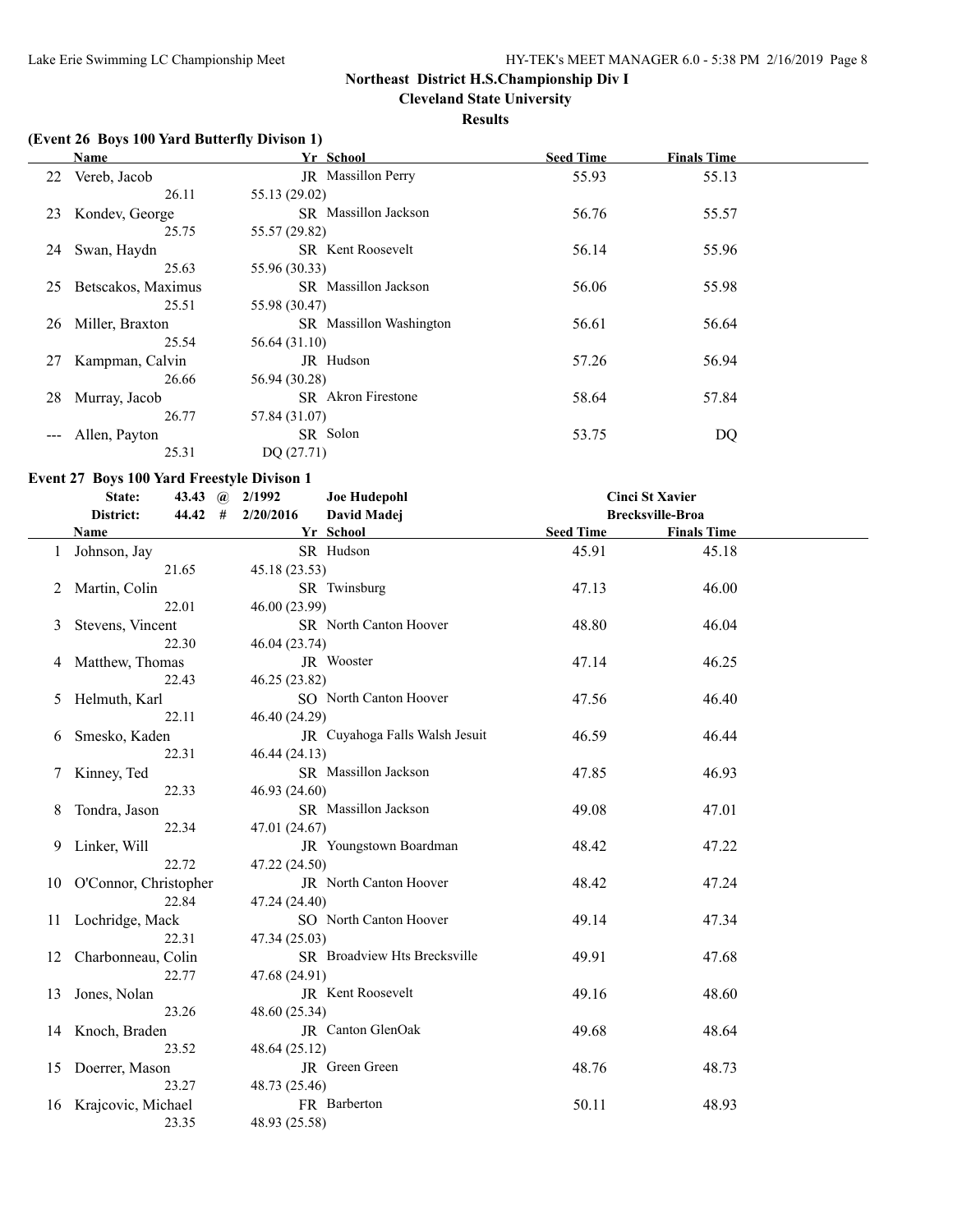## Northeast District H.S.Championship Div I

**Cleveland State University**

**Results**

### (Event 26 Boys 100 Yard Butterfly Divison 1)

| | Name | Yr | School | Seed Time | Finals Time |
|---|---|---|---|---|---|
| 22 | Vereb, Jacob | JR | Massillon Perry | 55.93 | 55.13 |
| | 26.11 | 55.13 (29.02) | | | |
| 23 | Kondev, George | SR | Massillon Jackson | 56.76 | 55.57 |
| | 25.75 | 55.57 (29.82) | | | |
| 24 | Swan, Haydn | SR | Kent Roosevelt | 56.14 | 55.96 |
| | 25.63 | 55.96 (30.33) | | | |
| 25 | Betscakos, Maximus | SR | Massillon Jackson | 56.06 | 55.98 |
| | 25.51 | 55.98 (30.47) | | | |
| 26 | Miller, Braxton | SR | Massillon Washington | 56.61 | 56.64 |
| | 25.54 | 56.64 (31.10) | | | |
| 27 | Kampman, Calvin | JR | Hudson | 57.26 | 56.94 |
| | 26.66 | 56.94 (30.28) | | | |
| 28 | Murray, Jacob | SR | Akron Firestone | 58.64 | 57.84 |
| | 26.77 | 57.84 (31.07) | | | |
| --- | Allen, Payton | SR | Solon | 53.75 | DQ |
| | 25.31 | DQ (27.71) | | | |

### Event 27 Boys 100 Yard Freestyle Divison 1

| | | | | |
|---|---|---|---|---|
| State: | 43.43 @ | 2/1992 | Joe Hudepohl | Cinci St Xavier |
| District: | 44.42 # | 2/20/2016 | David Madej | Brecksville-Broa |

| | Name | Yr | School | Seed Time | Finals Time |
|---|---|---|---|---|---|
| 1 | Johnson, Jay | SR | Hudson | 45.91 | 45.18 |
| | 21.65 | 45.18 (23.53) | | | |
| 2 | Martin, Colin | SR | Twinsburg | 47.13 | 46.00 |
| | 22.01 | 46.00 (23.99) | | | |
| 3 | Stevens, Vincent | SR | North Canton Hoover | 48.80 | 46.04 |
| | 22.30 | 46.04 (23.74) | | | |
| 4 | Matthew, Thomas | JR | Wooster | 47.14 | 46.25 |
| | 22.43 | 46.25 (23.82) | | | |
| 5 | Helmuth, Karl | SO | North Canton Hoover | 47.56 | 46.40 |
| | 22.11 | 46.40 (24.29) | | | |
| 6 | Smesko, Kaden | JR | Cuyahoga Falls Walsh Jesuit | 46.59 | 46.44 |
| | 22.31 | 46.44 (24.13) | | | |
| 7 | Kinney, Ted | SR | Massillon Jackson | 47.85 | 46.93 |
| | 22.33 | 46.93 (24.60) | | | |
| 8 | Tondra, Jason | SR | Massillon Jackson | 49.08 | 47.01 |
| | 22.34 | 47.01 (24.67) | | | |
| 9 | Linker, Will | JR | Youngstown Boardman | 48.42 | 47.22 |
| | 22.72 | 47.22 (24.50) | | | |
| 10 | O'Connor, Christopher | JR | North Canton Hoover | 48.42 | 47.24 |
| | 22.84 | 47.24 (24.40) | | | |
| 11 | Lochridge, Mack | SO | North Canton Hoover | 49.14 | 47.34 |
| | 22.31 | 47.34 (25.03) | | | |
| 12 | Charbonneau, Colin | SR | Broadview Hts Brecksville | 49.91 | 47.68 |
| | 22.77 | 47.68 (24.91) | | | |
| 13 | Jones, Nolan | JR | Kent Roosevelt | 49.16 | 48.60 |
| | 23.26 | 48.60 (25.34) | | | |
| 14 | Knoch, Braden | JR | Canton GlenOak | 49.68 | 48.64 |
| | 23.52 | 48.64 (25.12) | | | |
| 15 | Doerrer, Mason | JR | Green Green | 48.76 | 48.73 |
| | 23.27 | 48.73 (25.46) | | | |
| 16 | Krajcovic, Michael | FR | Barberton | 50.11 | 48.93 |
| | 23.35 | 48.93 (25.58) | | | |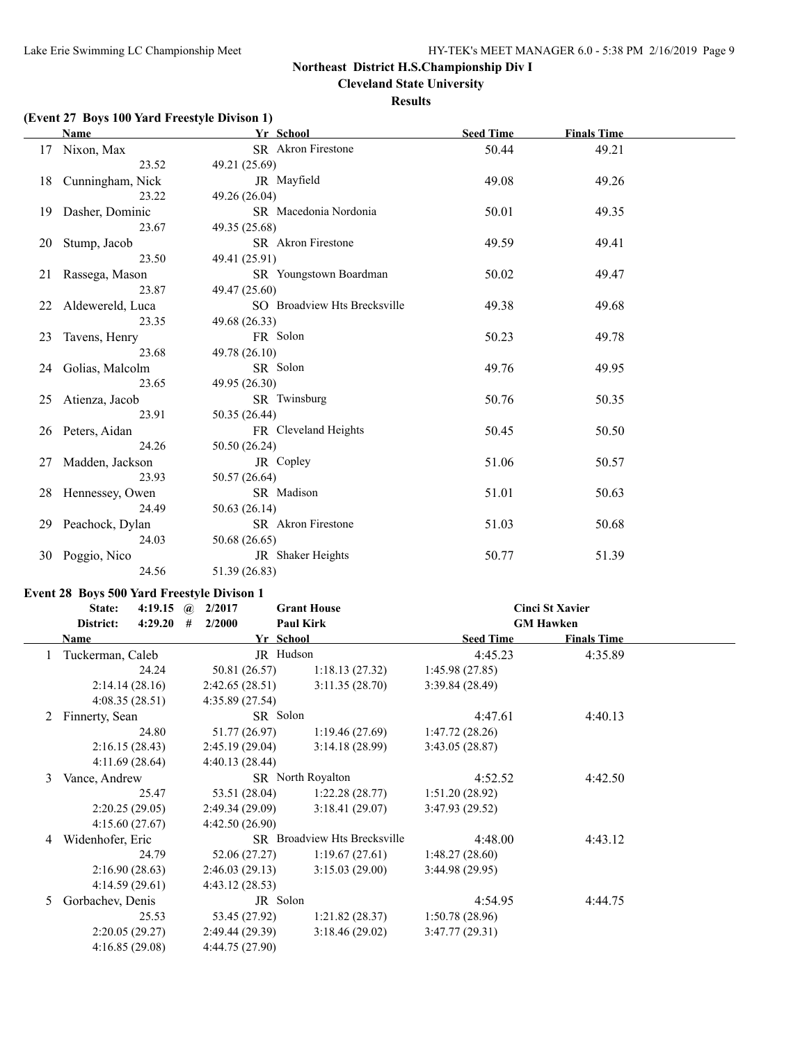## Northeast District H.S.Championship Div I

### Cleveland State University

### Results

### (Event 27 Boys 100 Yard Freestyle Divison 1)

| | Name | Yr | School | Seed Time | Finals Time |
|---|---|---|---|---|---|
| 17 | Nixon, Max | SR | Akron Firestone | 50.44 | 49.21 |
| | 23.52 | 49.21 (25.69) | | | |
| 18 | Cunningham, Nick | JR | Mayfield | 49.08 | 49.26 |
| | 23.22 | 49.26 (26.04) | | | |
| 19 | Dasher, Dominic | SR | Macedonia Nordonia | 50.01 | 49.35 |
| | 23.67 | 49.35 (25.68) | | | |
| 20 | Stump, Jacob | SR | Akron Firestone | 49.59 | 49.41 |
| | 23.50 | 49.41 (25.91) | | | |
| 21 | Rassega, Mason | SR | Youngstown Boardman | 50.02 | 49.47 |
| | 23.87 | 49.47 (25.60) | | | |
| 22 | Aldewereld, Luca | SO | Broadview Hts Brecksville | 49.38 | 49.68 |
| | 23.35 | 49.68 (26.33) | | | |
| 23 | Tavens, Henry | FR | Solon | 50.23 | 49.78 |
| | 23.68 | 49.78 (26.10) | | | |
| 24 | Golias, Malcolm | SR | Solon | 49.76 | 49.95 |
| | 23.65 | 49.95 (26.30) | | | |
| 25 | Atienza, Jacob | SR | Twinsburg | 50.76 | 50.35 |
| | 23.91 | 50.35 (26.44) | | | |
| 26 | Peters, Aidan | FR | Cleveland Heights | 50.45 | 50.50 |
| | 24.26 | 50.50 (26.24) | | | |
| 27 | Madden, Jackson | JR | Copley | 51.06 | 50.57 |
| | 23.93 | 50.57 (26.64) | | | |
| 28 | Hennessey, Owen | SR | Madison | 51.01 | 50.63 |
| | 24.49 | 50.63 (26.14) | | | |
| 29 | Peachock, Dylan | SR | Akron Firestone | 51.03 | 50.68 |
| | 24.03 | 50.68 (26.65) | | | |
| 30 | Poggio, Nico | JR | Shaker Heights | 50.77 | 51.39 |
| | 24.56 | 51.39 (26.83) | | | |

### Event 28 Boys 500 Yard Freestyle Divison 1

| | | | | |
|---|---|---|---|---|
| State: | 4:19.15 @ | 2/2017 | Grant House | Cinci St Xavier |
| District: | 4:29.20 # | 2/2000 | Paul Kirk | GM Hawken |

| | Name | Yr | School | Seed Time | Finals Time |
|---|---|---|---|---|---|
| 1 | Tuckerman, Caleb | JR | Hudson | 4:45.23 | 4:35.89 |
| | 24.24 | 50.81 (26.57) | 1:18.13 (27.32) | 1:45.98 (27.85) | |
| | 2:14.14 (28.16) | 2:42.65 (28.51) | 3:11.35 (28.70) | 3:39.84 (28.49) | |
| | 4:08.35 (28.51) | 4:35.89 (27.54) | | | |
| 2 | Finnerty, Sean | SR | Solon | 4:47.61 | 4:40.13 |
| | 24.80 | 51.77 (26.97) | 1:19.46 (27.69) | 1:47.72 (28.26) | |
| | 2:16.15 (28.43) | 2:45.19 (29.04) | 3:14.18 (28.99) | 3:43.05 (28.87) | |
| | 4:11.69 (28.64) | 4:40.13 (28.44) | | | |
| 3 | Vance, Andrew | SR | North Royalton | 4:52.52 | 4:42.50 |
| | 25.47 | 53.51 (28.04) | 1:22.28 (28.77) | 1:51.20 (28.92) | |
| | 2:20.25 (29.05) | 2:49.34 (29.09) | 3:18.41 (29.07) | 3:47.93 (29.52) | |
| | 4:15.60 (27.67) | 4:42.50 (26.90) | | | |
| 4 | Widenhofer, Eric | SR | Broadview Hts Brecksville | 4:48.00 | 4:43.12 |
| | 24.79 | 52.06 (27.27) | 1:19.67 (27.61) | 1:48.27 (28.60) | |
| | 2:16.90 (28.63) | 2:46.03 (29.13) | 3:15.03 (29.00) | 3:44.98 (29.95) | |
| | 4:14.59 (29.61) | 4:43.12 (28.53) | | | |
| 5 | Gorbachev, Denis | JR | Solon | 4:54.95 | 4:44.75 |
| | 25.53 | 53.45 (27.92) | 1:21.82 (28.37) | 1:50.78 (28.96) | |
| | 2:20.05 (29.27) | 2:49.44 (29.39) | 3:18.46 (29.02) | 3:47.77 (29.31) | |
| | 4:16.85 (29.08) | 4:44.75 (27.90) | | | |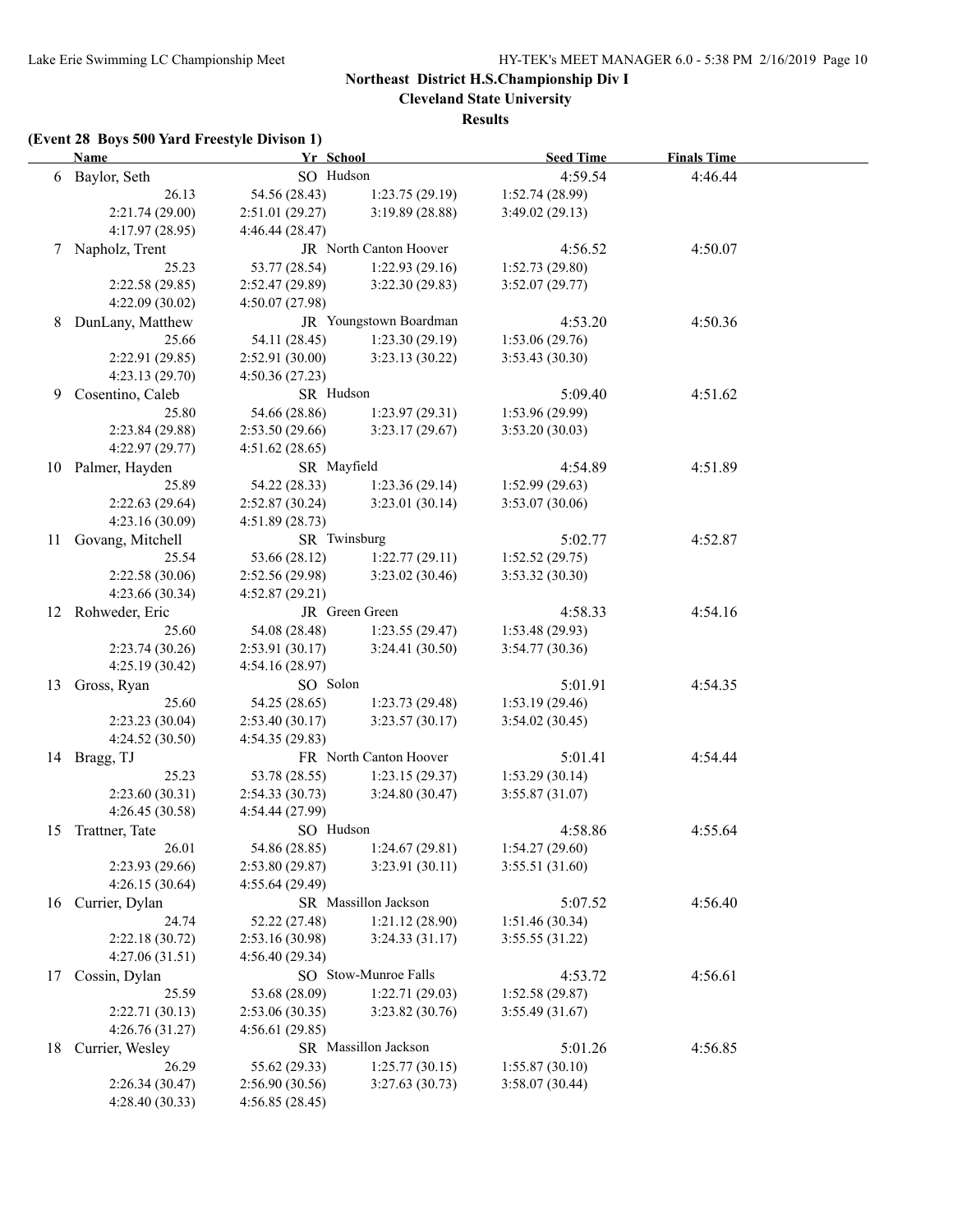**Northeast District H.S.Championship Div I**

**Cleveland State University**

**Results**

**(Event 28 Boys 500 Yard Freestyle Divison 1)**

| | Name | Yr | School | Seed Time | Finals Time |
|---|---|---|---|---|---|
| 6 | Baylor, Seth | SO | Hudson | 4:59.54 | 4:46.44 |
| | 26.13 | 54.56 (28.43) | 1:23.75 (29.19) | 1:52.74 (28.99) | |
| | 2:21.74 (29.00) | 2:51.01 (29.27) | 3:19.89 (28.88) | 3:49.02 (29.13) | |
| | 4:17.97 (28.95) | 4:46.44 (28.47) | | | |
| 7 | Napholz, Trent | JR | North Canton Hoover | 4:56.52 | 4:50.07 |
| | 25.23 | 53.77 (28.54) | 1:22.93 (29.16) | 1:52.73 (29.80) | |
| | 2:22.58 (29.85) | 2:52.47 (29.89) | 3:22.30 (29.83) | 3:52.07 (29.77) | |
| | 4:22.09 (30.02) | 4:50.07 (27.98) | | | |
| 8 | DunLany, Matthew | JR | Youngstown Boardman | 4:53.20 | 4:50.36 |
| | 25.66 | 54.11 (28.45) | 1:23.30 (29.19) | 1:53.06 (29.76) | |
| | 2:22.91 (29.85) | 2:52.91 (30.00) | 3:23.13 (30.22) | 3:53.43 (30.30) | |
| | 4:23.13 (29.70) | 4:50.36 (27.23) | | | |
| 9 | Cosentino, Caleb | SR | Hudson | 5:09.40 | 4:51.62 |
| | 25.80 | 54.66 (28.86) | 1:23.97 (29.31) | 1:53.96 (29.99) | |
| | 2:23.84 (29.88) | 2:53.50 (29.66) | 3:23.17 (29.67) | 3:53.20 (30.03) | |
| | 4:22.97 (29.77) | 4:51.62 (28.65) | | | |
| 10 | Palmer, Hayden | SR | Mayfield | 4:54.89 | 4:51.89 |
| | 25.89 | 54.22 (28.33) | 1:23.36 (29.14) | 1:52.99 (29.63) | |
| | 2:22.63 (29.64) | 2:52.87 (30.24) | 3:23.01 (30.14) | 3:53.07 (30.06) | |
| | 4:23.16 (30.09) | 4:51.89 (28.73) | | | |
| 11 | Govang, Mitchell | SR | Twinsburg | 5:02.77 | 4:52.87 |
| | 25.54 | 53.66 (28.12) | 1:22.77 (29.11) | 1:52.52 (29.75) | |
| | 2:22.58 (30.06) | 2:52.56 (29.98) | 3:23.02 (30.46) | 3:53.32 (30.30) | |
| | 4:23.66 (30.34) | 4:52.87 (29.21) | | | |
| 12 | Rohweder, Eric | JR | Green Green | 4:58.33 | 4:54.16 |
| | 25.60 | 54.08 (28.48) | 1:23.55 (29.47) | 1:53.48 (29.93) | |
| | 2:23.74 (30.26) | 2:53.91 (30.17) | 3:24.41 (30.50) | 3:54.77 (30.36) | |
| | 4:25.19 (30.42) | 4:54.16 (28.97) | | | |
| 13 | Gross, Ryan | SO | Solon | 5:01.91 | 4:54.35 |
| | 25.60 | 54.25 (28.65) | 1:23.73 (29.48) | 1:53.19 (29.46) | |
| | 2:23.23 (30.04) | 2:53.40 (30.17) | 3:23.57 (30.17) | 3:54.02 (30.45) | |
| | 4:24.52 (30.50) | 4:54.35 (29.83) | | | |
| 14 | Bragg, TJ | FR | North Canton Hoover | 5:01.41 | 4:54.44 |
| | 25.23 | 53.78 (28.55) | 1:23.15 (29.37) | 1:53.29 (30.14) | |
| | 2:23.60 (30.31) | 2:54.33 (30.73) | 3:24.80 (30.47) | 3:55.87 (31.07) | |
| | 4:26.45 (30.58) | 4:54.44 (27.99) | | | |
| 15 | Trattner, Tate | SO | Hudson | 4:58.86 | 4:55.64 |
| | 26.01 | 54.86 (28.85) | 1:24.67 (29.81) | 1:54.27 (29.60) | |
| | 2:23.93 (29.66) | 2:53.80 (29.87) | 3:23.91 (30.11) | 3:55.51 (31.60) | |
| | 4:26.15 (30.64) | 4:55.64 (29.49) | | | |
| 16 | Currier, Dylan | SR | Massillon Jackson | 5:07.52 | 4:56.40 |
| | 24.74 | 52.22 (27.48) | 1:21.12 (28.90) | 1:51.46 (30.34) | |
| | 2:22.18 (30.72) | 2:53.16 (30.98) | 3:24.33 (31.17) | 3:55.55 (31.22) | |
| | 4:27.06 (31.51) | 4:56.40 (29.34) | | | |
| 17 | Cossin, Dylan | SO | Stow-Munroe Falls | 4:53.72 | 4:56.61 |
| | 25.59 | 53.68 (28.09) | 1:22.71 (29.03) | 1:52.58 (29.87) | |
| | 2:22.71 (30.13) | 2:53.06 (30.35) | 3:23.82 (30.76) | 3:55.49 (31.67) | |
| | 4:26.76 (31.27) | 4:56.61 (29.85) | | | |
| 18 | Currier, Wesley | SR | Massillon Jackson | 5:01.26 | 4:56.85 |
| | 26.29 | 55.62 (29.33) | 1:25.77 (30.15) | 1:55.87 (30.10) | |
| | 2:26.34 (30.47) | 2:56.90 (30.56) | 3:27.63 (30.73) | 3:58.07 (30.44) | |
| | 4:28.40 (30.33) | 4:56.85 (28.45) | | | |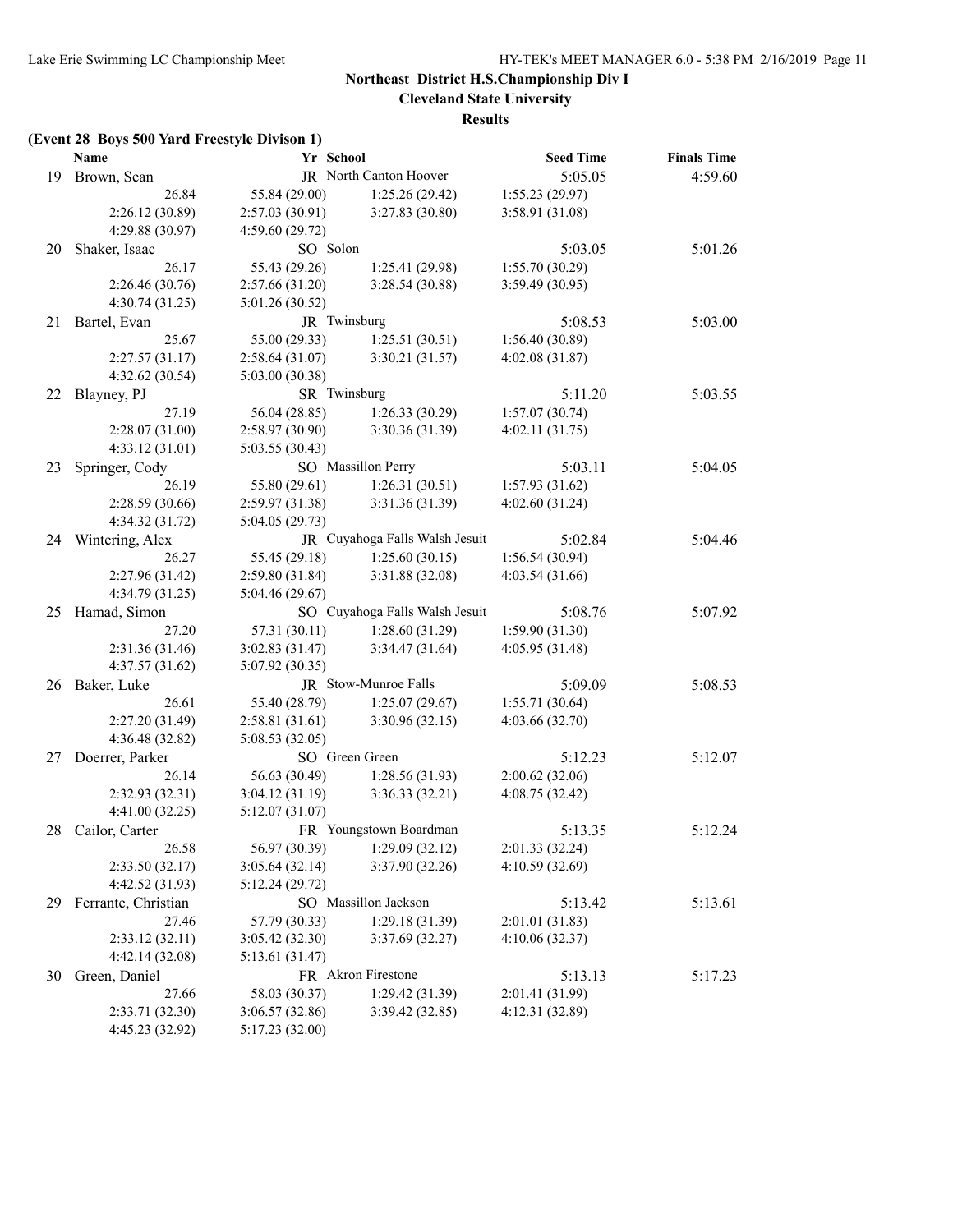## Northeast District H.S.Championship Div I

### Cleveland State University

### Results

**(Event 28 Boys 500 Yard Freestyle Divison 1)**

| | Name | Yr | School | Seed Time | Finals Time |
|---|---|---|---|---|---|
| 19 | Brown, Sean | JR | North Canton Hoover | 5:05.05 | 4:59.60 |
| | 26.84 | 55.84 (29.00) | 1:25.26 (29.42) | 1:55.23 (29.97) | |
| | 2:26.12 (30.89) | 2:57.03 (30.91) | 3:27.83 (30.80) | 3:58.91 (31.08) | |
| | 4:29.88 (30.97) | 4:59.60 (29.72) | | | |
| 20 | Shaker, Isaac | SO | Solon | 5:03.05 | 5:01.26 |
| | 26.17 | 55.43 (29.26) | 1:25.41 (29.98) | 1:55.70 (30.29) | |
| | 2:26.46 (30.76) | 2:57.66 (31.20) | 3:28.54 (30.88) | 3:59.49 (30.95) | |
| | 4:30.74 (31.25) | 5:01.26 (30.52) | | | |
| 21 | Bartel, Evan | JR | Twinsburg | 5:08.53 | 5:03.00 |
| | 25.67 | 55.00 (29.33) | 1:25.51 (30.51) | 1:56.40 (30.89) | |
| | 2:27.57 (31.17) | 2:58.64 (31.07) | 3:30.21 (31.57) | 4:02.08 (31.87) | |
| | 4:32.62 (30.54) | 5:03.00 (30.38) | | | |
| 22 | Blayney, PJ | SR | Twinsburg | 5:11.20 | 5:03.55 |
| | 27.19 | 56.04 (28.85) | 1:26.33 (30.29) | 1:57.07 (30.74) | |
| | 2:28.07 (31.00) | 2:58.97 (30.90) | 3:30.36 (31.39) | 4:02.11 (31.75) | |
| | 4:33.12 (31.01) | 5:03.55 (30.43) | | | |
| 23 | Springer, Cody | SO | Massillon Perry | 5:03.11 | 5:04.05 |
| | 26.19 | 55.80 (29.61) | 1:26.31 (30.51) | 1:57.93 (31.62) | |
| | 2:28.59 (30.66) | 2:59.97 (31.38) | 3:31.36 (31.39) | 4:02.60 (31.24) | |
| | 4:34.32 (31.72) | 5:04.05 (29.73) | | | |
| 24 | Wintering, Alex | JR | Cuyahoga Falls Walsh Jesuit | 5:02.84 | 5:04.46 |
| | 26.27 | 55.45 (29.18) | 1:25.60 (30.15) | 1:56.54 (30.94) | |
| | 2:27.96 (31.42) | 2:59.80 (31.84) | 3:31.88 (32.08) | 4:03.54 (31.66) | |
| | 4:34.79 (31.25) | 5:04.46 (29.67) | | | |
| 25 | Hamad, Simon | SO | Cuyahoga Falls Walsh Jesuit | 5:08.76 | 5:07.92 |
| | 27.20 | 57.31 (30.11) | 1:28.60 (31.29) | 1:59.90 (31.30) | |
| | 2:31.36 (31.46) | 3:02.83 (31.47) | 3:34.47 (31.64) | 4:05.95 (31.48) | |
| | 4:37.57 (31.62) | 5:07.92 (30.35) | | | |
| 26 | Baker, Luke | JR | Stow-Munroe Falls | 5:09.09 | 5:08.53 |
| | 26.61 | 55.40 (28.79) | 1:25.07 (29.67) | 1:55.71 (30.64) | |
| | 2:27.20 (31.49) | 2:58.81 (31.61) | 3:30.96 (32.15) | 4:03.66 (32.70) | |
| | 4:36.48 (32.82) | 5:08.53 (32.05) | | | |
| 27 | Doerrer, Parker | SO | Green Green | 5:12.23 | 5:12.07 |
| | 26.14 | 56.63 (30.49) | 1:28.56 (31.93) | 2:00.62 (32.06) | |
| | 2:32.93 (32.31) | 3:04.12 (31.19) | 3:36.33 (32.21) | 4:08.75 (32.42) | |
| | 4:41.00 (32.25) | 5:12.07 (31.07) | | | |
| 28 | Cailor, Carter | FR | Youngstown Boardman | 5:13.35 | 5:12.24 |
| | 26.58 | 56.97 (30.39) | 1:29.09 (32.12) | 2:01.33 (32.24) | |
| | 2:33.50 (32.17) | 3:05.64 (32.14) | 3:37.90 (32.26) | 4:10.59 (32.69) | |
| | 4:42.52 (31.93) | 5:12.24 (29.72) | | | |
| 29 | Ferrante, Christian | SO | Massillon Jackson | 5:13.42 | 5:13.61 |
| | 27.46 | 57.79 (30.33) | 1:29.18 (31.39) | 2:01.01 (31.83) | |
| | 2:33.12 (32.11) | 3:05.42 (32.30) | 3:37.69 (32.27) | 4:10.06 (32.37) | |
| | 4:42.14 (32.08) | 5:13.61 (31.47) | | | |
| 30 | Green, Daniel | FR | Akron Firestone | 5:13.13 | 5:17.23 |
| | 27.66 | 58.03 (30.37) | 1:29.42 (31.39) | 2:01.41 (31.99) | |
| | 2:33.71 (32.30) | 3:06.57 (32.86) | 3:39.42 (32.85) | 4:12.31 (32.89) | |
| | 4:45.23 (32.92) | 5:17.23 (32.00) | | | |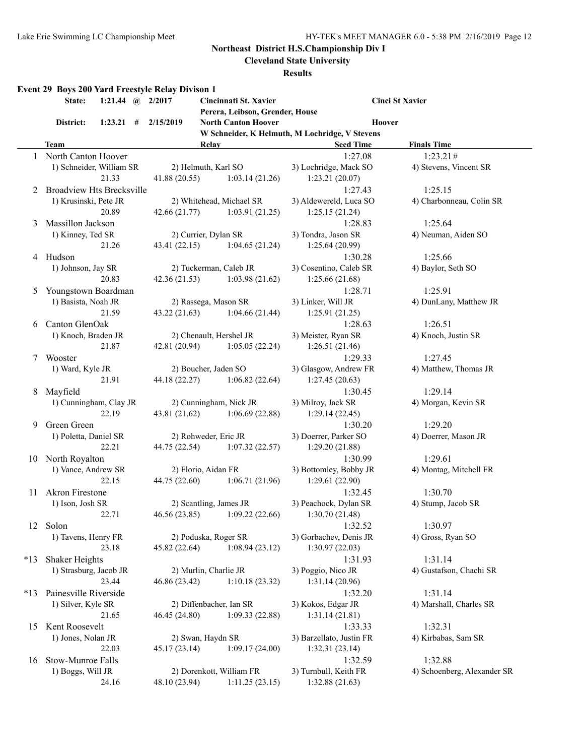**Northeast District H.S.Championship Div I**

**Cleveland State University**

**Results**

### Event 29 Boys 200 Yard Freestyle Relay Divison 1

| | Time | | Date | Team | | Short |
|---|---|---|---|---|---|---|
| State: | 1:21.44 | @ | 2/2017 | Cincinnati St. Xavier<br>Perera, Leibson, Grender, House | | Cinci St Xavier |
| District: | 1:23.21 | # | 2/15/2019 | North Canton Hoover<br>W Schneider, K Helmuth, M Lochridge, V Stevens | | Hoover |

| | Team | Relay | | Seed Time | Finals Time |
|---|---|---|---|---|---|
| 1 | North Canton Hoover | | | 1:27.08 | 1:23.21# |
| | 1) Schneider, William SR | 2) Helmuth, Karl SO | | 3) Lochridge, Mack SO | 4) Stevens, Vincent SR |
| | 21.33 | 41.88 (20.55) | 1:03.14 (21.26) | 1:23.21 (20.07) | |
| 2 | Broadview Hts Brecksville | | | 1:27.43 | 1:25.15 |
| | 1) Krusinski, Pete JR | 2) Whitehead, Michael SR | | 3) Aldewereld, Luca SO | 4) Charbonneau, Colin SR |
| | 20.89 | 42.66 (21.77) | 1:03.91 (21.25) | 1:25.15 (21.24) | |
| 3 | Massillon Jackson | | | 1:28.83 | 1:25.64 |
| | 1) Kinney, Ted SR | 2) Currier, Dylan SR | | 3) Tondra, Jason SR | 4) Neuman, Aiden SO |
| | 21.26 | 43.41 (22.15) | 1:04.65 (21.24) | 1:25.64 (20.99) | |
| 4 | Hudson | | | 1:30.28 | 1:25.66 |
| | 1) Johnson, Jay SR | 2) Tuckerman, Caleb JR | | 3) Cosentino, Caleb SR | 4) Baylor, Seth SO |
| | 20.83 | 42.36 (21.53) | 1:03.98 (21.62) | 1:25.66 (21.68) | |
| 5 | Youngstown Boardman | | | 1:28.71 | 1:25.91 |
| | 1) Basista, Noah JR | 2) Rassega, Mason SR | | 3) Linker, Will JR | 4) DunLany, Matthew JR |
| | 21.59 | 43.22 (21.63) | 1:04.66 (21.44) | 1:25.91 (21.25) | |
| 6 | Canton GlenOak | | | 1:28.63 | 1:26.51 |
| | 1) Knoch, Braden JR | 2) Chenault, Hershel JR | | 3) Meister, Ryan SR | 4) Knoch, Justin SR |
| | 21.87 | 42.81 (20.94) | 1:05.05 (22.24) | 1:26.51 (21.46) | |
| 7 | Wooster | | | 1:29.33 | 1:27.45 |
| | 1) Ward, Kyle JR | 2) Boucher, Jaden SO | | 3) Glasgow, Andrew FR | 4) Matthew, Thomas JR |
| | 21.91 | 44.18 (22.27) | 1:06.82 (22.64) | 1:27.45 (20.63) | |
| 8 | Mayfield | | | 1:30.45 | 1:29.14 |
| | 1) Cunningham, Clay JR | 2) Cunningham, Nick JR | | 3) Milroy, Jack SR | 4) Morgan, Kevin SR |
| | 22.19 | 43.81 (21.62) | 1:06.69 (22.88) | 1:29.14 (22.45) | |
| 9 | Green Green | | | 1:30.20 | 1:29.20 |
| | 1) Poletta, Daniel SR | 2) Rohweder, Eric JR | | 3) Doerrer, Parker SO | 4) Doerrer, Mason JR |
| | 22.21 | 44.75 (22.54) | 1:07.32 (22.57) | 1:29.20 (21.88) | |
| 10 | North Royalton | | | 1:30.99 | 1:29.61 |
| | 1) Vance, Andrew SR | 2) Florio, Aidan FR | | 3) Bottomley, Bobby JR | 4) Montag, Mitchell FR |
| | 22.15 | 44.75 (22.60) | 1:06.71 (21.96) | 1:29.61 (22.90) | |
| 11 | Akron Firestone | | | 1:32.45 | 1:30.70 |
| | 1) Ison, Josh SR | 2) Scantling, James JR | | 3) Peachock, Dylan SR | 4) Stump, Jacob SR |
| | 22.71 | 46.56 (23.85) | 1:09.22 (22.66) | 1:30.70 (21.48) | |
| 12 | Solon | | | 1:32.52 | 1:30.97 |
| | 1) Tavens, Henry FR | 2) Poduska, Roger SR | | 3) Gorbachev, Denis JR | 4) Gross, Ryan SO |
| | 23.18 | 45.82 (22.64) | 1:08.94 (23.12) | 1:30.97 (22.03) | |
| *13 | Shaker Heights | | | 1:31.93 | 1:31.14 |
| | 1) Strasburg, Jacob JR | 2) Murlin, Charlie JR | | 3) Poggio, Nico JR | 4) Gustafson, Chachi SR |
| | 23.44 | 46.86 (23.42) | 1:10.18 (23.32) | 1:31.14 (20.96) | |
| *13 | Painesville Riverside | | | 1:32.20 | 1:31.14 |
| | 1) Silver, Kyle SR | 2) Diffenbacher, Ian SR | | 3) Kokos, Edgar JR | 4) Marshall, Charles SR |
| | 21.65 | 46.45 (24.80) | 1:09.33 (22.88) | 1:31.14 (21.81) | |
| 15 | Kent Roosevelt | | | 1:33.33 | 1:32.31 |
| | 1) Jones, Nolan JR | 2) Swan, Haydn SR | | 3) Barzellato, Justin FR | 4) Kirbabas, Sam SR |
| | 22.03 | 45.17 (23.14) | 1:09.17 (24.00) | 1:32.31 (23.14) | |
| 16 | Stow-Munroe Falls | | | 1:32.59 | 1:32.88 |
| | 1) Boggs, Will JR | 2) Dorenkott, William FR | | 3) Turnbull, Keith FR | 4) Schoenberg, Alexander SR |
| | 24.16 | 48.10 (23.94) | 1:11.25 (23.15) | 1:32.88 (21.63) | |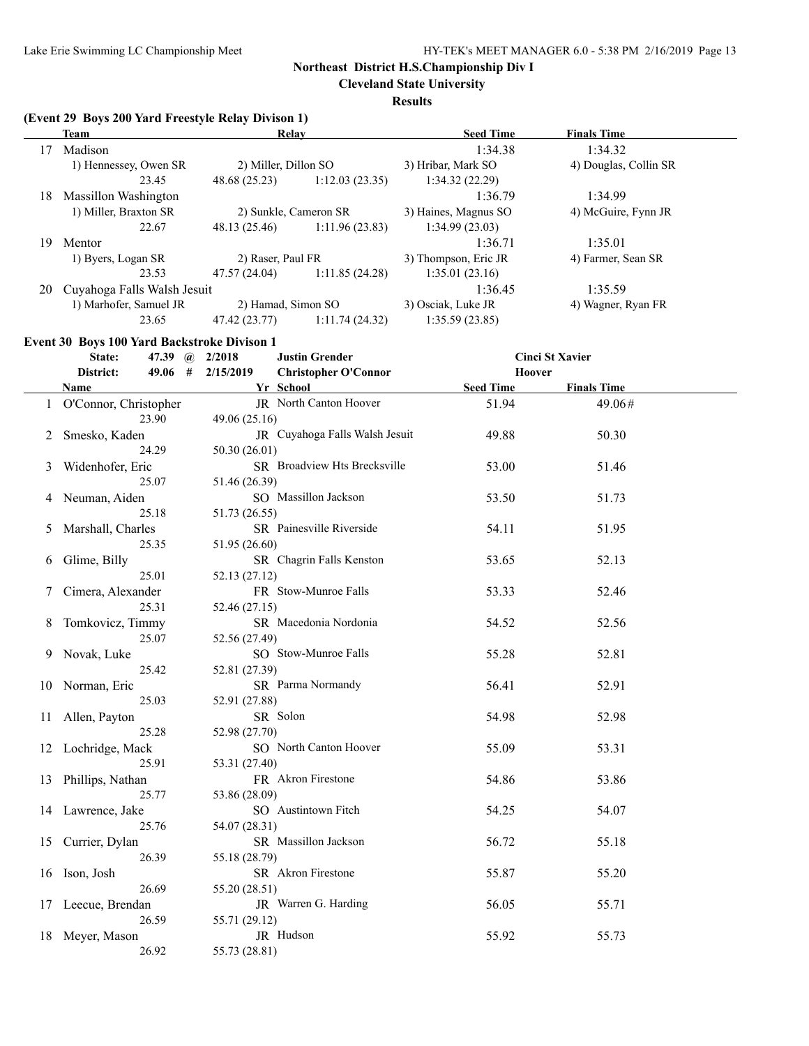## Northeast District H.S.Championship Div I

**Cleveland State University**

**Results**

### (Event 29 Boys 200 Yard Freestyle Relay Divison 1)

| | Team | Relay | | | Seed Time | Finals Time |
|---|---|---|---|---|---|---|
| 17 | Madison | | | | 1:34.38 | 1:34.32 |
| | 1) Hennessey, Owen SR | 2) Miller, Dillon SO | | 3) Hribar, Mark SO | 4) Douglas, Collin SR | |
| | 23.45 | 48.68 (25.23) | 1:12.03 (23.35) | 1:34.32 (22.29) | | |
| 18 | Massillon Washington | | | | 1:36.79 | 1:34.99 |
| | 1) Miller, Braxton SR | 2) Sunkle, Cameron SR | | 3) Haines, Magnus SO | 4) McGuire, Fynn JR | |
| | 22.67 | 48.13 (25.46) | 1:11.96 (23.83) | 1:34.99 (23.03) | | |
| 19 | Mentor | | | | 1:36.71 | 1:35.01 |
| | 1) Byers, Logan SR | 2) Raser, Paul FR | | 3) Thompson, Eric JR | 4) Farmer, Sean SR | |
| | 23.53 | 47.57 (24.04) | 1:11.85 (24.28) | 1:35.01 (23.16) | | |
| 20 | Cuyahoga Falls Walsh Jesuit | | | | 1:36.45 | 1:35.59 |
| | 1) Marhofer, Samuel JR | 2) Hamad, Simon SO | | 3) Osciak, Luke JR | 4) Wagner, Ryan FR | |
| | 23.65 | 47.42 (23.77) | 1:11.74 (24.32) | 1:35.59 (23.85) | | |

### Event 30 Boys 100 Yard Backstroke Divison 1

| | | | | |
|---|---|---|---|---|
| State: | 47.39 @ | 2/2018 | Justin Grender | Cinci St Xavier |
| District: | 49.06 # | 2/15/2019 | Christopher O'Connor | Hoover |

| | Name | Yr | School | Seed Time | Finals Time |
|---|---|---|---|---|---|
| 1 | O'Connor, Christopher | JR | North Canton Hoover | 51.94 | 49.06# |
| | 23.90 | 49.06 (25.16) | | | |
| 2 | Smesko, Kaden | JR | Cuyahoga Falls Walsh Jesuit | 49.88 | 50.30 |
| | 24.29 | 50.30 (26.01) | | | |
| 3 | Widenhofer, Eric | SR | Broadview Hts Brecksville | 53.00 | 51.46 |
| | 25.07 | 51.46 (26.39) | | | |
| 4 | Neuman, Aiden | SO | Massillon Jackson | 53.50 | 51.73 |
| | 25.18 | 51.73 (26.55) | | | |
| 5 | Marshall, Charles | SR | Painesville Riverside | 54.11 | 51.95 |
| | 25.35 | 51.95 (26.60) | | | |
| 6 | Glime, Billy | SR | Chagrin Falls Kenston | 53.65 | 52.13 |
| | 25.01 | 52.13 (27.12) | | | |
| 7 | Cimera, Alexander | FR | Stow-Munroe Falls | 53.33 | 52.46 |
| | 25.31 | 52.46 (27.15) | | | |
| 8 | Tomkovicz, Timmy | SR | Macedonia Nordonia | 54.52 | 52.56 |
| | 25.07 | 52.56 (27.49) | | | |
| 9 | Novak, Luke | SO | Stow-Munroe Falls | 55.28 | 52.81 |
| | 25.42 | 52.81 (27.39) | | | |
| 10 | Norman, Eric | SR | Parma Normandy | 56.41 | 52.91 |
| | 25.03 | 52.91 (27.88) | | | |
| 11 | Allen, Payton | SR | Solon | 54.98 | 52.98 |
| | 25.28 | 52.98 (27.70) | | | |
| 12 | Lochridge, Mack | SO | North Canton Hoover | 55.09 | 53.31 |
| | 25.91 | 53.31 (27.40) | | | |
| 13 | Phillips, Nathan | FR | Akron Firestone | 54.86 | 53.86 |
| | 25.77 | 53.86 (28.09) | | | |
| 14 | Lawrence, Jake | SO | Austintown Fitch | 54.25 | 54.07 |
| | 25.76 | 54.07 (28.31) | | | |
| 15 | Currier, Dylan | SR | Massillon Jackson | 56.72 | 55.18 |
| | 26.39 | 55.18 (28.79) | | | |
| 16 | Ison, Josh | SR | Akron Firestone | 55.87 | 55.20 |
| | 26.69 | 55.20 (28.51) | | | |
| 17 | Leecue, Brendan | JR | Warren G. Harding | 56.05 | 55.71 |
| | 26.59 | 55.71 (29.12) | | | |
| 18 | Meyer, Mason | JR | Hudson | 55.92 | 55.73 |
| | 26.92 | 55.73 (28.81) | | | |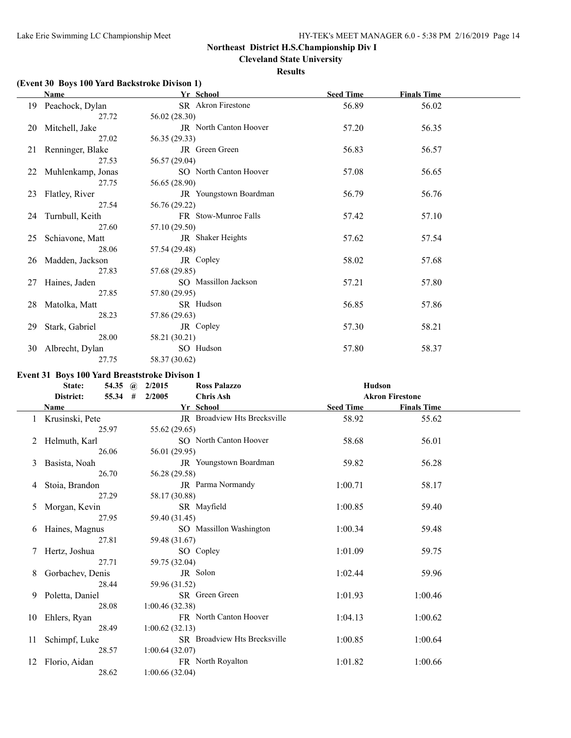## Northeast District H.S.Championship Div I

### Cleveland State University

### Results

**(Event 30 Boys 100 Yard Backstroke Divison 1)**

| | Name | Yr | School | Seed Time | Finals Time |
|---|---|---|---|---|---|
| 19 | Peachock, Dylan | SR | Akron Firestone | 56.89 | 56.02 |
| | 27.72 | 56.02 (28.30) | | | |
| 20 | Mitchell, Jake | JR | North Canton Hoover | 57.20 | 56.35 |
| | 27.02 | 56.35 (29.33) | | | |
| 21 | Renninger, Blake | JR | Green Green | 56.83 | 56.57 |
| | 27.53 | 56.57 (29.04) | | | |
| 22 | Muhlenkamp, Jonas | SO | North Canton Hoover | 57.08 | 56.65 |
| | 27.75 | 56.65 (28.90) | | | |
| 23 | Flatley, River | JR | Youngstown Boardman | 56.79 | 56.76 |
| | 27.54 | 56.76 (29.22) | | | |
| 24 | Turnbull, Keith | FR | Stow-Munroe Falls | 57.42 | 57.10 |
| | 27.60 | 57.10 (29.50) | | | |
| 25 | Schiavone, Matt | JR | Shaker Heights | 57.62 | 57.54 |
| | 28.06 | 57.54 (29.48) | | | |
| 26 | Madden, Jackson | JR | Copley | 58.02 | 57.68 |
| | 27.83 | 57.68 (29.85) | | | |
| 27 | Haines, Jaden | SO | Massillon Jackson | 57.21 | 57.80 |
| | 27.85 | 57.80 (29.95) | | | |
| 28 | Matolka, Matt | SR | Hudson | 56.85 | 57.86 |
| | 28.23 | 57.86 (29.63) | | | |
| 29 | Stark, Gabriel | JR | Copley | 57.30 | 58.21 |
| | 28.00 | 58.21 (30.21) | | | |
| 30 | Albrecht, Dylan | SO | Hudson | 57.80 | 58.37 |
| | 27.75 | 58.37 (30.62) | | | |

**Event 31 Boys 100 Yard Breaststroke Divison 1**

| | | | | |
|---|---|---|---|---|
| State: | 54.35 @ | 2/2015 | Ross Palazzo | Hudson |
| District: | 55.34 # | 2/2005 | Chris Ash | Akron Firestone |

| | Name | Yr | School | Seed Time | Finals Time |
|---|---|---|---|---|---|
| 1 | Krusinski, Pete | JR | Broadview Hts Brecksville | 58.92 | 55.62 |
| | 25.97 | 55.62 (29.65) | | | |
| 2 | Helmuth, Karl | SO | North Canton Hoover | 58.68 | 56.01 |
| | 26.06 | 56.01 (29.95) | | | |
| 3 | Basista, Noah | JR | Youngstown Boardman | 59.82 | 56.28 |
| | 26.70 | 56.28 (29.58) | | | |
| 4 | Stoia, Brandon | JR | Parma Normandy | 1:00.71 | 58.17 |
| | 27.29 | 58.17 (30.88) | | | |
| 5 | Morgan, Kevin | SR | Mayfield | 1:00.85 | 59.40 |
| | 27.95 | 59.40 (31.45) | | | |
| 6 | Haines, Magnus | SO | Massillon Washington | 1:00.34 | 59.48 |
| | 27.81 | 59.48 (31.67) | | | |
| 7 | Hertz, Joshua | SO | Copley | 1:01.09 | 59.75 |
| | 27.71 | 59.75 (32.04) | | | |
| 8 | Gorbachev, Denis | JR | Solon | 1:02.44 | 59.96 |
| | 28.44 | 59.96 (31.52) | | | |
| 9 | Poletta, Daniel | SR | Green Green | 1:01.93 | 1:00.46 |
| | 28.08 | 1:00.46 (32.38) | | | |
| 10 | Ehlers, Ryan | FR | North Canton Hoover | 1:04.13 | 1:00.62 |
| | 28.49 | 1:00.62 (32.13) | | | |
| 11 | Schimpf, Luke | SR | Broadview Hts Brecksville | 1:00.85 | 1:00.64 |
| | 28.57 | 1:00.64 (32.07) | | | |
| 12 | Florio, Aidan | FR | North Royalton | 1:01.82 | 1:00.66 |
| | 28.62 | 1:00.66 (32.04) | | | |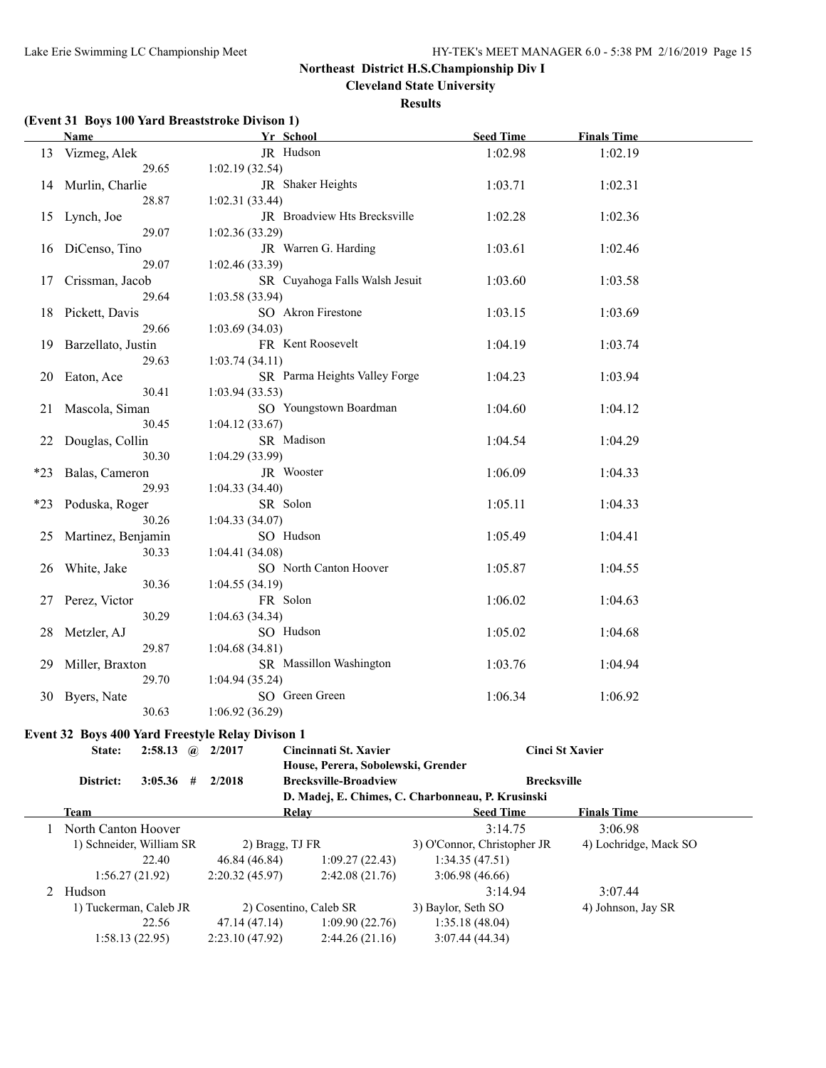**Northeast District H.S.Championship Div I**

**Cleveland State University**

**Results**

### (Event 31 Boys 100 Yard Breaststroke Divison 1)

| | Name | Yr | School | Seed Time | Finals Time |
|---|---|---|---|---|---|
| 13 | Vizmeg, Alek | JR | Hudson | 1:02.98 | 1:02.19 |
| | 29.65 | 1:02.19 (32.54) | | | |
| 14 | Murlin, Charlie | JR | Shaker Heights | 1:03.71 | 1:02.31 |
| | 28.87 | 1:02.31 (33.44) | | | |
| 15 | Lynch, Joe | JR | Broadview Hts Brecksville | 1:02.28 | 1:02.36 |
| | 29.07 | 1:02.36 (33.29) | | | |
| 16 | DiCenso, Tino | JR | Warren G. Harding | 1:03.61 | 1:02.46 |
| | 29.07 | 1:02.46 (33.39) | | | |
| 17 | Crissman, Jacob | SR | Cuyahoga Falls Walsh Jesuit | 1:03.60 | 1:03.58 |
| | 29.64 | 1:03.58 (33.94) | | | |
| 18 | Pickett, Davis | SO | Akron Firestone | 1:03.15 | 1:03.69 |
| | 29.66 | 1:03.69 (34.03) | | | |
| 19 | Barzellato, Justin | FR | Kent Roosevelt | 1:04.19 | 1:03.74 |
| | 29.63 | 1:03.74 (34.11) | | | |
| 20 | Eaton, Ace | SR | Parma Heights Valley Forge | 1:04.23 | 1:03.94 |
| | 30.41 | 1:03.94 (33.53) | | | |
| 21 | Mascola, Siman | SO | Youngstown Boardman | 1:04.60 | 1:04.12 |
| | 30.45 | 1:04.12 (33.67) | | | |
| 22 | Douglas, Collin | SR | Madison | 1:04.54 | 1:04.29 |
| | 30.30 | 1:04.29 (33.99) | | | |
| *23 | Balas, Cameron | JR | Wooster | 1:06.09 | 1:04.33 |
| | 29.93 | 1:04.33 (34.40) | | | |
| *23 | Poduska, Roger | SR | Solon | 1:05.11 | 1:04.33 |
| | 30.26 | 1:04.33 (34.07) | | | |
| 25 | Martinez, Benjamin | SO | Hudson | 1:05.49 | 1:04.41 |
| | 30.33 | 1:04.41 (34.08) | | | |
| 26 | White, Jake | SO | North Canton Hoover | 1:05.87 | 1:04.55 |
| | 30.36 | 1:04.55 (34.19) | | | |
| 27 | Perez, Victor | FR | Solon | 1:06.02 | 1:04.63 |
| | 30.29 | 1:04.63 (34.34) | | | |
| 28 | Metzler, AJ | SO | Hudson | 1:05.02 | 1:04.68 |
| | 29.87 | 1:04.68 (34.81) | | | |
| 29 | Miller, Braxton | SR | Massillon Washington | 1:03.76 | 1:04.94 |
| | 29.70 | 1:04.94 (35.24) | | | |
| 30 | Byers, Nate | SO | Green Green | 1:06.34 | 1:06.92 |
| | 30.63 | 1:06.92 (36.29) | | | |

### Event 32 Boys 400 Yard Freestyle Relay Divison 1

| | | | | | |
|---|---|---|---|---|---|
| State: | 2:58.13 @ | 2/2017 | Cincinnati St. Xavier | | Cinci St Xavier |
| | | | House, Perera, Sobolewski, Grender | | |
| District: | 3:05.36 # | 2/2018 | Brecksville-Broadview | | Brecksville |
| | | | D. Madej, E. Chimes, C. Charbonneau, P. Krusinski | | |

| | Team | Relay | | Seed Time | Finals Time |
|---|---|---|---|---|---|
| 1 | North Canton Hoover | | | 3:14.75 | 3:06.98 |
| | 1) Schneider, William SR | 2) Bragg, TJ FR | 3) O'Connor, Christopher JR | 4) Lochridge, Mack SO | |
| | 22.40 | 46.84 (46.84) | 1:09.27 (22.43) | 1:34.35 (47.51) | |
| | 1:56.27 (21.92) | 2:20.32 (45.97) | 2:42.08 (21.76) | 3:06.98 (46.66) | |
| 2 | Hudson | | | 3:14.94 | 3:07.44 |
| | 1) Tuckerman, Caleb JR | 2) Cosentino, Caleb SR | 3) Baylor, Seth SO | 4) Johnson, Jay SR | |
| | 22.56 | 47.14 (47.14) | 1:09.90 (22.76) | 1:35.18 (48.04) | |
| | 1:58.13 (22.95) | 2:23.10 (47.92) | 2:44.26 (21.16) | 3:07.44 (44.34) | |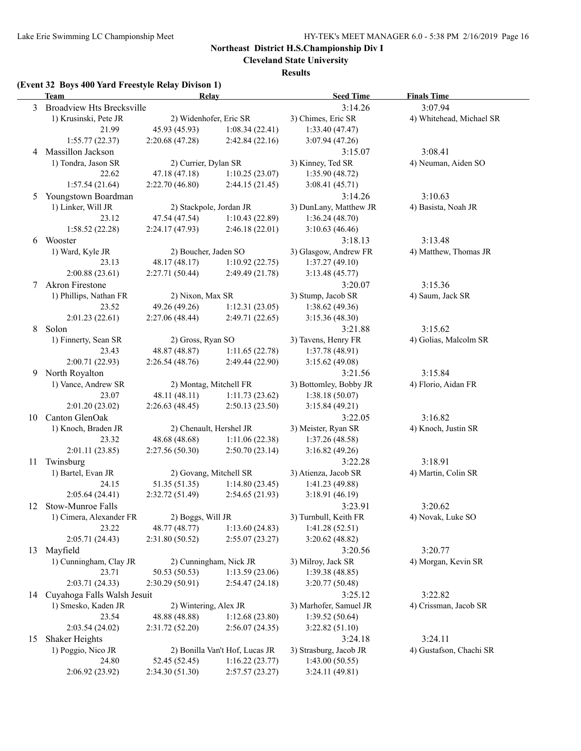**Northeast District H.S.Championship Div I**

**Cleveland State University**

**Results**

### (Event 32 Boys 400 Yard Freestyle Relay Divison 1)

| | Team | Relay | | Seed Time | Finals Time |
|---|---|---|---|---|---|
| 3 | Broadview Hts Brecksville | | | 3:14.26 | 3:07.94 |
| | 1) Krusinski, Pete JR | 2) Widenhofer, Eric SR | | 3) Chimes, Eric SR | 4) Whitehead, Michael SR |
| | 21.99 | 45.93 (45.93) | 1:08.34 (22.41) | 1:33.40 (47.47) | |
| | 1:55.77 (22.37) | 2:20.68 (47.28) | 2:42.84 (22.16) | 3:07.94 (47.26) | |
| 4 | Massillon Jackson | | | 3:15.07 | 3:08.41 |
| | 1) Tondra, Jason SR | 2) Currier, Dylan SR | | 3) Kinney, Ted SR | 4) Neuman, Aiden SO |
| | 22.62 | 47.18 (47.18) | 1:10.25 (23.07) | 1:35.90 (48.72) | |
| | 1:57.54 (21.64) | 2:22.70 (46.80) | 2:44.15 (21.45) | 3:08.41 (45.71) | |
| 5 | Youngstown Boardman | | | 3:14.26 | 3:10.63 |
| | 1) Linker, Will JR | 2) Stackpole, Jordan JR | | 3) DunLany, Matthew JR | 4) Basista, Noah JR |
| | 23.12 | 47.54 (47.54) | 1:10.43 (22.89) | 1:36.24 (48.70) | |
| | 1:58.52 (22.28) | 2:24.17 (47.93) | 2:46.18 (22.01) | 3:10.63 (46.46) | |
| 6 | Wooster | | | 3:18.13 | 3:13.48 |
| | 1) Ward, Kyle JR | 2) Boucher, Jaden SO | | 3) Glasgow, Andrew FR | 4) Matthew, Thomas JR |
| | 23.13 | 48.17 (48.17) | 1:10.92 (22.75) | 1:37.27 (49.10) | |
| | 2:00.88 (23.61) | 2:27.71 (50.44) | 2:49.49 (21.78) | 3:13.48 (45.77) | |
| 7 | Akron Firestone | | | 3:20.07 | 3:15.36 |
| | 1) Phillips, Nathan FR | 2) Nixon, Max SR | | 3) Stump, Jacob SR | 4) Saum, Jack SR |
| | 23.52 | 49.26 (49.26) | 1:12.31 (23.05) | 1:38.62 (49.36) | |
| | 2:01.23 (22.61) | 2:27.06 (48.44) | 2:49.71 (22.65) | 3:15.36 (48.30) | |
| 8 | Solon | | | 3:21.88 | 3:15.62 |
| | 1) Finnerty, Sean SR | 2) Gross, Ryan SO | | 3) Tavens, Henry FR | 4) Golias, Malcolm SR |
| | 23.43 | 48.87 (48.87) | 1:11.65 (22.78) | 1:37.78 (48.91) | |
| | 2:00.71 (22.93) | 2:26.54 (48.76) | 2:49.44 (22.90) | 3:15.62 (49.08) | |
| 9 | North Royalton | | | 3:21.56 | 3:15.84 |
| | 1) Vance, Andrew SR | 2) Montag, Mitchell FR | | 3) Bottomley, Bobby JR | 4) Florio, Aidan FR |
| | 23.07 | 48.11 (48.11) | 1:11.73 (23.62) | 1:38.18 (50.07) | |
| | 2:01.20 (23.02) | 2:26.63 (48.45) | 2:50.13 (23.50) | 3:15.84 (49.21) | |
| 10 | Canton GlenOak | | | 3:22.05 | 3:16.82 |
| | 1) Knoch, Braden JR | 2) Chenault, Hershel JR | | 3) Meister, Ryan SR | 4) Knoch, Justin SR |
| | 23.32 | 48.68 (48.68) | 1:11.06 (22.38) | 1:37.26 (48.58) | |
| | 2:01.11 (23.85) | 2:27.56 (50.30) | 2:50.70 (23.14) | 3:16.82 (49.26) | |
| 11 | Twinsburg | | | 3:22.28 | 3:18.91 |
| | 1) Bartel, Evan JR | 2) Govang, Mitchell SR | | 3) Atienza, Jacob SR | 4) Martin, Colin SR |
| | 24.15 | 51.35 (51.35) | 1:14.80 (23.45) | 1:41.23 (49.88) | |
| | 2:05.64 (24.41) | 2:32.72 (51.49) | 2:54.65 (21.93) | 3:18.91 (46.19) | |
| 12 | Stow-Munroe Falls | | | 3:23.91 | 3:20.62 |
| | 1) Cimera, Alexander FR | 2) Boggs, Will JR | | 3) Turnbull, Keith FR | 4) Novak, Luke SO |
| | 23.22 | 48.77 (48.77) | 1:13.60 (24.83) | 1:41.28 (52.51) | |
| | 2:05.71 (24.43) | 2:31.80 (50.52) | 2:55.07 (23.27) | 3:20.62 (48.82) | |
| 13 | Mayfield | | | 3:20.56 | 3:20.77 |
| | 1) Cunningham, Clay JR | 2) Cunningham, Nick JR | | 3) Milroy, Jack SR | 4) Morgan, Kevin SR |
| | 23.71 | 50.53 (50.53) | 1:13.59 (23.06) | 1:39.38 (48.85) | |
| | 2:03.71 (24.33) | 2:30.29 (50.91) | 2:54.47 (24.18) | 3:20.77 (50.48) | |
| 14 | Cuyahoga Falls Walsh Jesuit | | | 3:25.12 | 3:22.82 |
| | 1) Smesko, Kaden JR | 2) Wintering, Alex JR | | 3) Marhofer, Samuel JR | 4) Crissman, Jacob SR |
| | 23.54 | 48.88 (48.88) | 1:12.68 (23.80) | 1:39.52 (50.64) | |
| | 2:03.54 (24.02) | 2:31.72 (52.20) | 2:56.07 (24.35) | 3:22.82 (51.10) | |
| 15 | Shaker Heights | | | 3:24.18 | 3:24.11 |
| | 1) Poggio, Nico JR | 2) Bonilla Van't Hof, Lucas JR | | 3) Strasburg, Jacob JR | 4) Gustafson, Chachi SR |
| | 24.80 | 52.45 (52.45) | 1:16.22 (23.77) | 1:43.00 (50.55) | |
| | 2:06.92 (23.92) | 2:34.30 (51.30) | 2:57.57 (23.27) | 3:24.11 (49.81) | |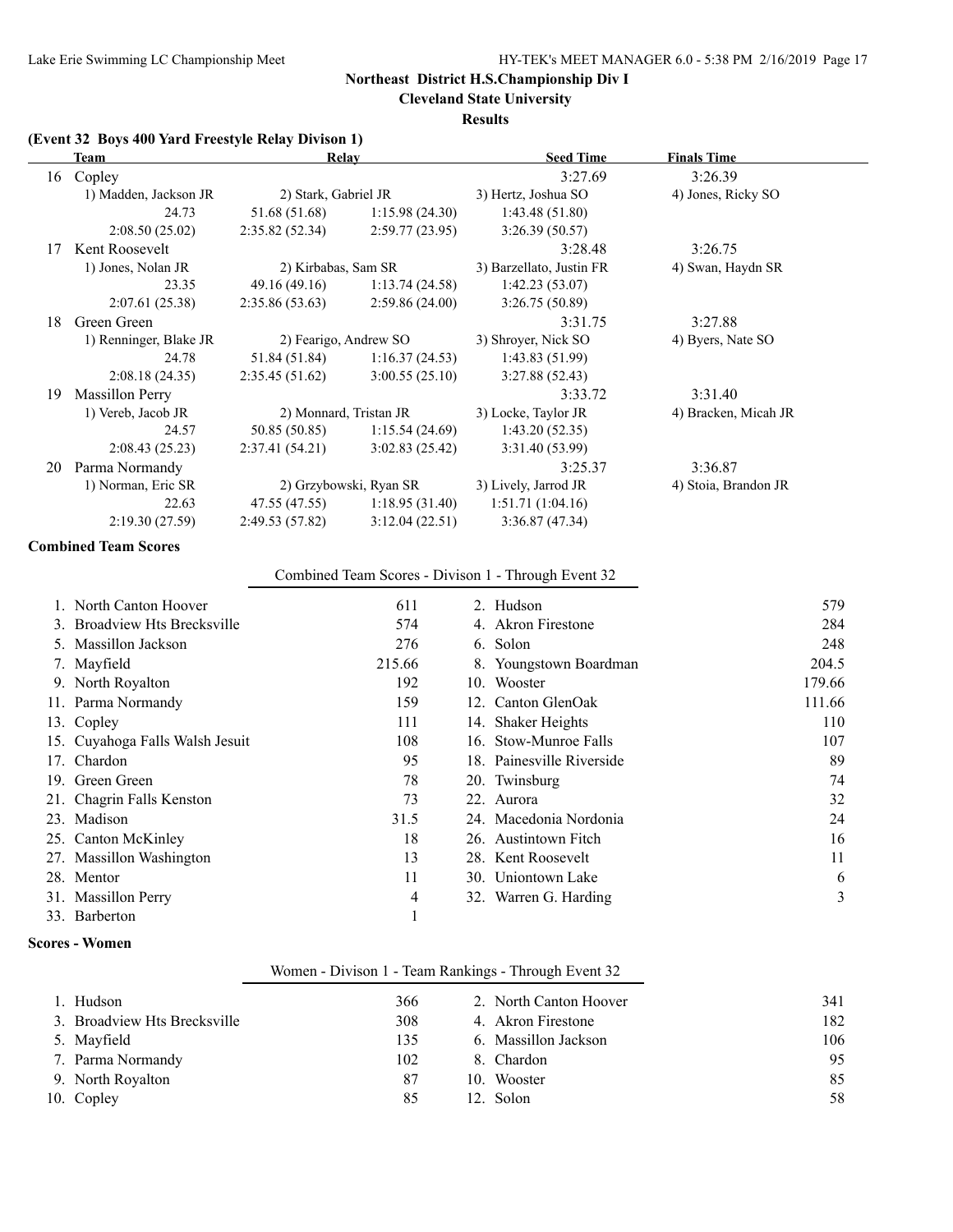## Northeast District H.S.Championship Div I

**Cleveland State University**

**Results**

### (Event 32 Boys 400 Yard Freestyle Relay Divison 1)

| | Team | Relay | | Seed Time | Finals Time |
|---|---|---|---|---|---|
| 16 | Copley | | | 3:27.69 | 3:26.39 |
| | 1) Madden, Jackson JR | 2) Stark, Gabriel JR | | 3) Hertz, Joshua SO | 4) Jones, Ricky SO |
| | 24.73 | 51.68 (51.68) | 1:15.98 (24.30) | 1:43.48 (51.80) | |
| | 2:08.50 (25.02) | 2:35.82 (52.34) | 2:59.77 (23.95) | 3:26.39 (50.57) | |
| 17 | Kent Roosevelt | | | 3:28.48 | 3:26.75 |
| | 1) Jones, Nolan JR | 2) Kirbabas, Sam SR | | 3) Barzellato, Justin FR | 4) Swan, Haydn SR |
| | 23.35 | 49.16 (49.16) | 1:13.74 (24.58) | 1:42.23 (53.07) | |
| | 2:07.61 (25.38) | 2:35.86 (53.63) | 2:59.86 (24.00) | 3:26.75 (50.89) | |
| 18 | Green Green | | | 3:31.75 | 3:27.88 |
| | 1) Renninger, Blake JR | 2) Fearigo, Andrew SO | | 3) Shroyer, Nick SO | 4) Byers, Nate SO |
| | 24.78 | 51.84 (51.84) | 1:16.37 (24.53) | 1:43.83 (51.99) | |
| | 2:08.18 (24.35) | 2:35.45 (51.62) | 3:00.55 (25.10) | 3:27.88 (52.43) | |
| 19 | Massillon Perry | | | 3:33.72 | 3:31.40 |
| | 1) Vereb, Jacob JR | 2) Monnard, Tristan JR | | 3) Locke, Taylor JR | 4) Bracken, Micah JR |
| | 24.57 | 50.85 (50.85) | 1:15.54 (24.69) | 1:43.20 (52.35) | |
| | 2:08.43 (25.23) | 2:37.41 (54.21) | 3:02.83 (25.42) | 3:31.40 (53.99) | |
| 20 | Parma Normandy | | | 3:25.37 | 3:36.87 |
| | 1) Norman, Eric SR | 2) Grzybowski, Ryan SR | | 3) Lively, Jarrod JR | 4) Stoia, Brandon JR |
| | 22.63 | 47.55 (47.55) | 1:18.95 (31.40) | 1:51.71 (1:04.16) | |
| | 2:19.30 (27.59) | 2:49.53 (57.82) | 3:12.04 (22.51) | 3:36.87 (47.34) | |

### Combined Team Scores

Combined Team Scores - Divison 1 - Through Event 32

| Place | Team | Score | Place | Team | Score |
|---|---|---|---|---|---|
| 1. | North Canton Hoover | 611 | 2. | Hudson | 579 |
| 3. | Broadview Hts Brecksville | 574 | 4. | Akron Firestone | 284 |
| 5. | Massillon Jackson | 276 | 6. | Solon | 248 |
| 7. | Mayfield | 215.66 | 8. | Youngstown Boardman | 204.5 |
| 9. | North Royalton | 192 | 10. | Wooster | 179.66 |
| 11. | Parma Normandy | 159 | 12. | Canton GlenOak | 111.66 |
| 13. | Copley | 111 | 14. | Shaker Heights | 110 |
| 15. | Cuyahoga Falls Walsh Jesuit | 108 | 16. | Stow-Munroe Falls | 107 |
| 17. | Chardon | 95 | 18. | Painesville Riverside | 89 |
| 19. | Green Green | 78 | 20. | Twinsburg | 74 |
| 21. | Chagrin Falls Kenston | 73 | 22. | Aurora | 32 |
| 23. | Madison | 31.5 | 24. | Macedonia Nordonia | 24 |
| 25. | Canton McKinley | 18 | 26. | Austintown Fitch | 16 |
| 27. | Massillon Washington | 13 | 28. | Kent Roosevelt | 11 |
| 28. | Mentor | 11 | 30. | Uniontown Lake | 6 |
| 31. | Massillon Perry | 4 | 32. | Warren G. Harding | 3 |
| 33. | Barberton | 1 | | | |

### Scores - Women

Women - Divison 1 - Team Rankings - Through Event 32

| Place | Team | Score | Place | Team | Score |
|---|---|---|---|---|---|
| 1. | Hudson | 366 | 2. | North Canton Hoover | 341 |
| 3. | Broadview Hts Brecksville | 308 | 4. | Akron Firestone | 182 |
| 5. | Mayfield | 135 | 6. | Massillon Jackson | 106 |
| 7. | Parma Normandy | 102 | 8. | Chardon | 95 |
| 9. | North Royalton | 87 | 10. | Wooster | 85 |
| 10. | Copley | 85 | 12. | Solon | 58 |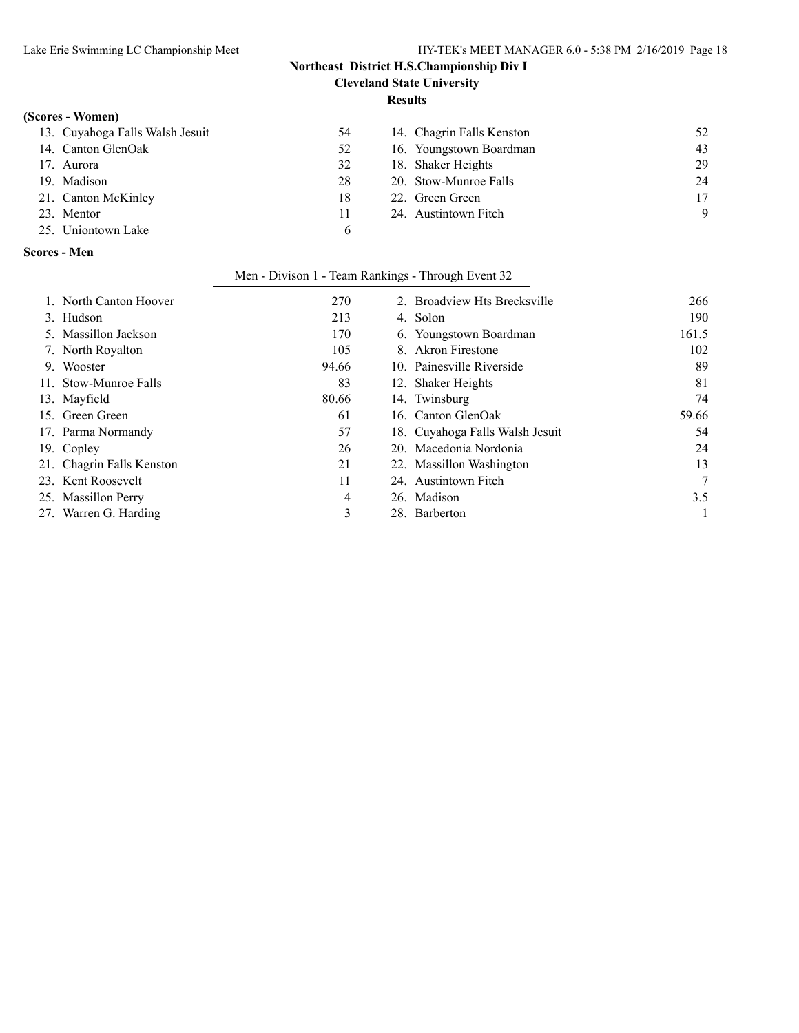**Northeast District H.S.Championship Div I**

**Cleveland State University**

**Results**

**(Scores - Women)**

| | | | |
|---|---|---|---|
| 13. Cuyahoga Falls Walsh Jesuit | 54 | 14. Chagrin Falls Kenston | 52 |
| 14. Canton GlenOak | 52 | 16. Youngstown Boardman | 43 |
| 17. Aurora | 32 | 18. Shaker Heights | 29 |
| 19. Madison | 28 | 20. Stow-Munroe Falls | 24 |
| 21. Canton McKinley | 18 | 22. Green Green | 17 |
| 23. Mentor | 11 | 24. Austintown Fitch | 9 |
| 25. Uniontown Lake | 6 | | |

**Scores - Men**

Men - Divison 1 - Team Rankings - Through Event 32

| | | | |
|---|---|---|---|
| 1. North Canton Hoover | 270 | 2. Broadview Hts Brecksville | 266 |
| 3. Hudson | 213 | 4. Solon | 190 |
| 5. Massillon Jackson | 170 | 6. Youngstown Boardman | 161.5 |
| 7. North Royalton | 105 | 8. Akron Firestone | 102 |
| 9. Wooster | 94.66 | 10. Painesville Riverside | 89 |
| 11. Stow-Munroe Falls | 83 | 12. Shaker Heights | 81 |
| 13. Mayfield | 80.66 | 14. Twinsburg | 74 |
| 15. Green Green | 61 | 16. Canton GlenOak | 59.66 |
| 17. Parma Normandy | 57 | 18. Cuyahoga Falls Walsh Jesuit | 54 |
| 19. Copley | 26 | 20. Macedonia Nordonia | 24 |
| 21. Chagrin Falls Kenston | 21 | 22. Massillon Washington | 13 |
| 23. Kent Roosevelt | 11 | 24. Austintown Fitch | 7 |
| 25. Massillon Perry | 4 | 26. Madison | 3.5 |
| 27. Warren G. Harding | 3 | 28. Barberton | 1 |